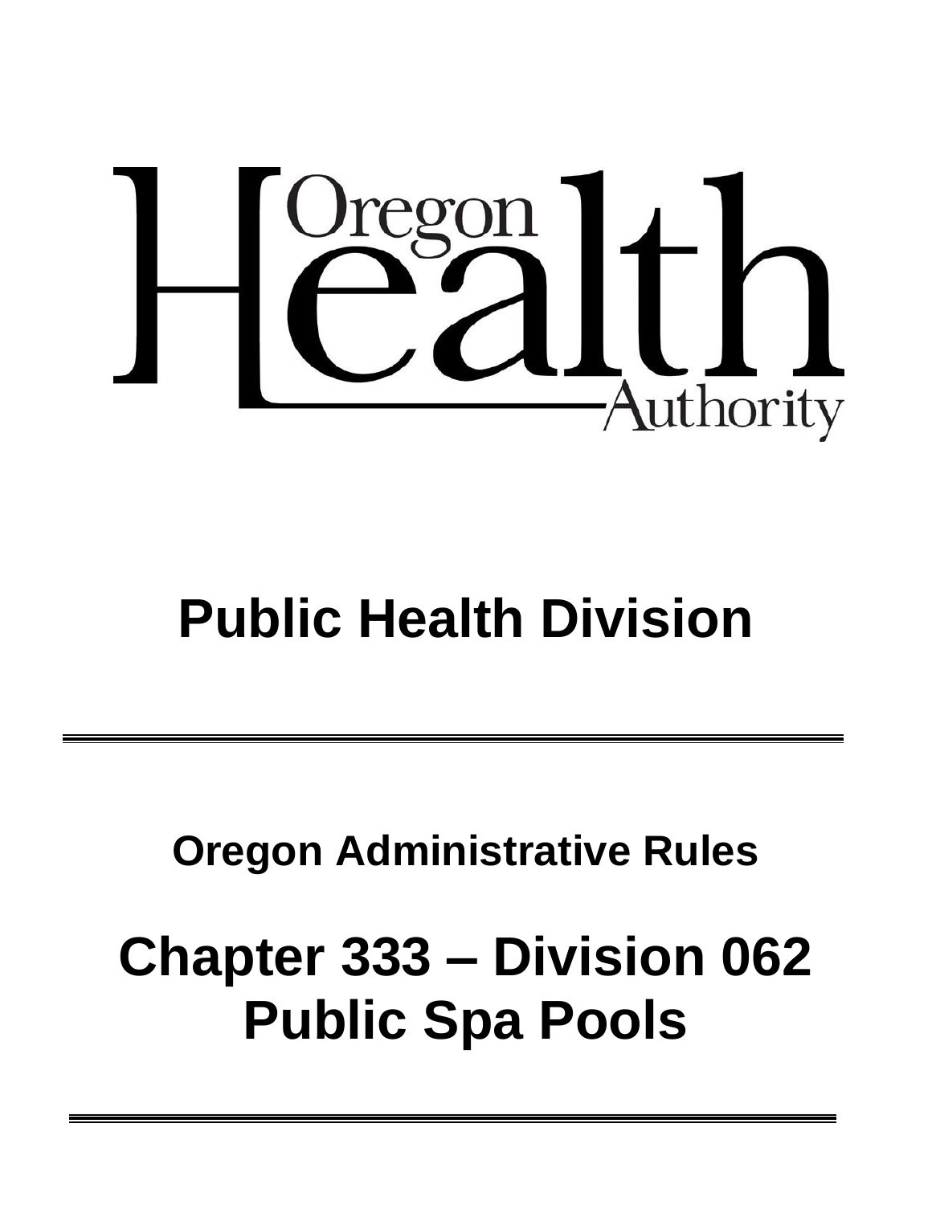Oregon Health Authority

# Public Health Division

---

## Oregon Administrative Rules

# Chapter 333 – Division 062
# Public Spa Pools

---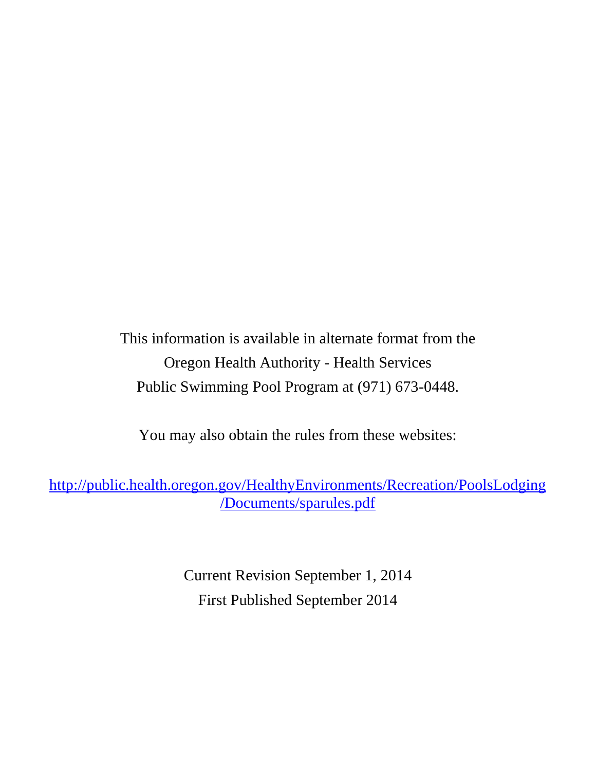This information is available in alternate format from the
Oregon Health Authority - Health Services
Public Swimming Pool Program at (971) 673-0448.

You may also obtain the rules from these websites:

[http://public.health.oregon.gov/HealthyEnvironments/Recreation/PoolsLodging/Documents/sparules.pdf](http://public.health.oregon.gov/HealthyEnvironments/Recreation/PoolsLodging/Documents/sparules.pdf)

Current Revision September 1, 2014
First Published September 2014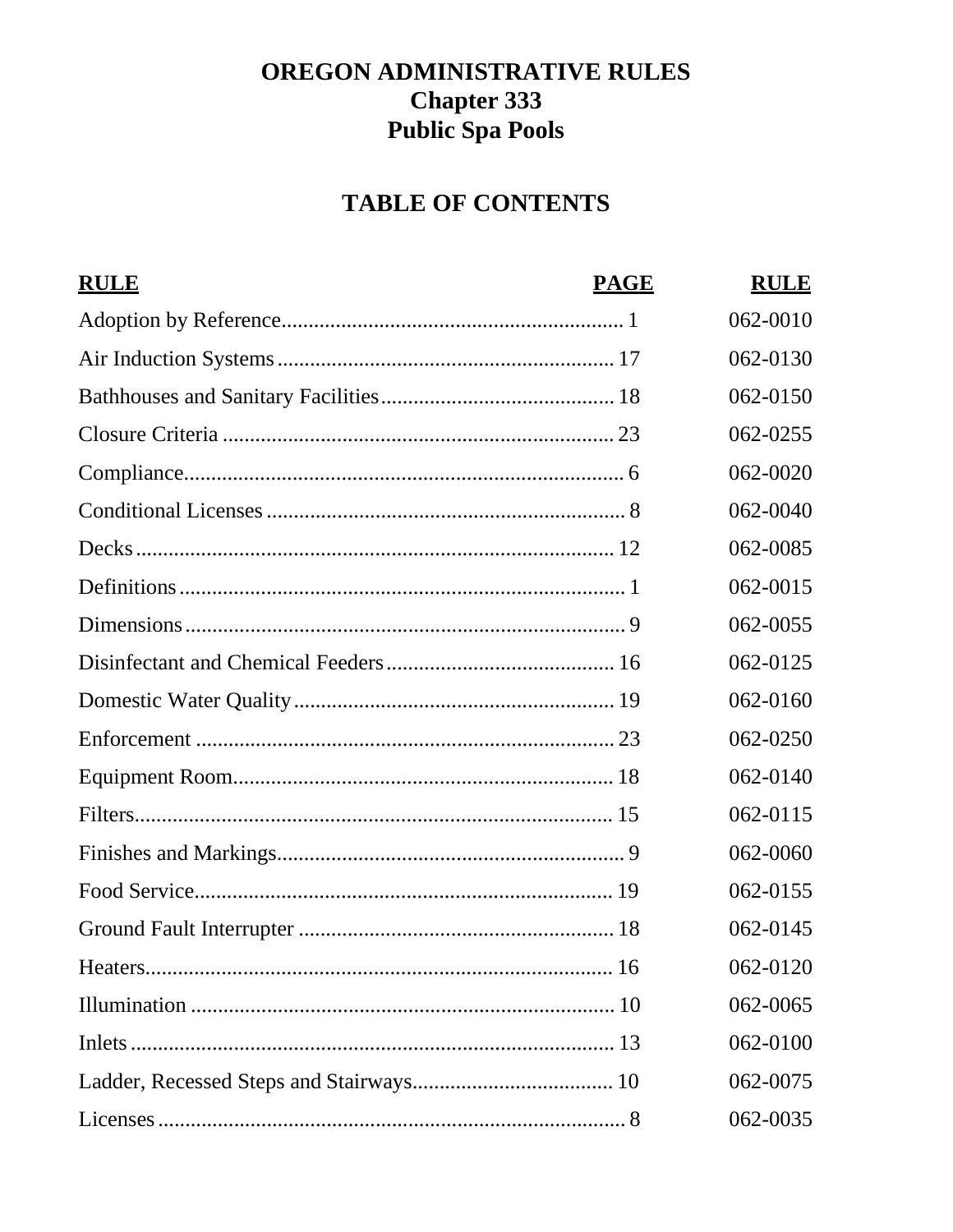# OREGON ADMINISTRATIVE RULES
## Chapter 333
## Public Spa Pools

## TABLE OF CONTENTS

| **RULE** | **PAGE** | **RULE** |
|---|---|---|
| Adoption by Reference | 1 | 062-0010 |
| Air Induction Systems | 17 | 062-0130 |
| Bathhouses and Sanitary Facilities | 18 | 062-0150 |
| Closure Criteria | 23 | 062-0255 |
| Compliance | 6 | 062-0020 |
| Conditional Licenses | 8 | 062-0040 |
| Decks | 12 | 062-0085 |
| Definitions | 1 | 062-0015 |
| Dimensions | 9 | 062-0055 |
| Disinfectant and Chemical Feeders | 16 | 062-0125 |
| Domestic Water Quality | 19 | 062-0160 |
| Enforcement | 23 | 062-0250 |
| Equipment Room | 18 | 062-0140 |
| Filters | 15 | 062-0115 |
| Finishes and Markings | 9 | 062-0060 |
| Food Service | 19 | 062-0155 |
| Ground Fault Interrupter | 18 | 062-0145 |
| Heaters | 16 | 062-0120 |
| Illumination | 10 | 062-0065 |
| Inlets | 13 | 062-0100 |
| Ladder, Recessed Steps and Stairways | 10 | 062-0075 |
| Licenses | 8 | 062-0035 |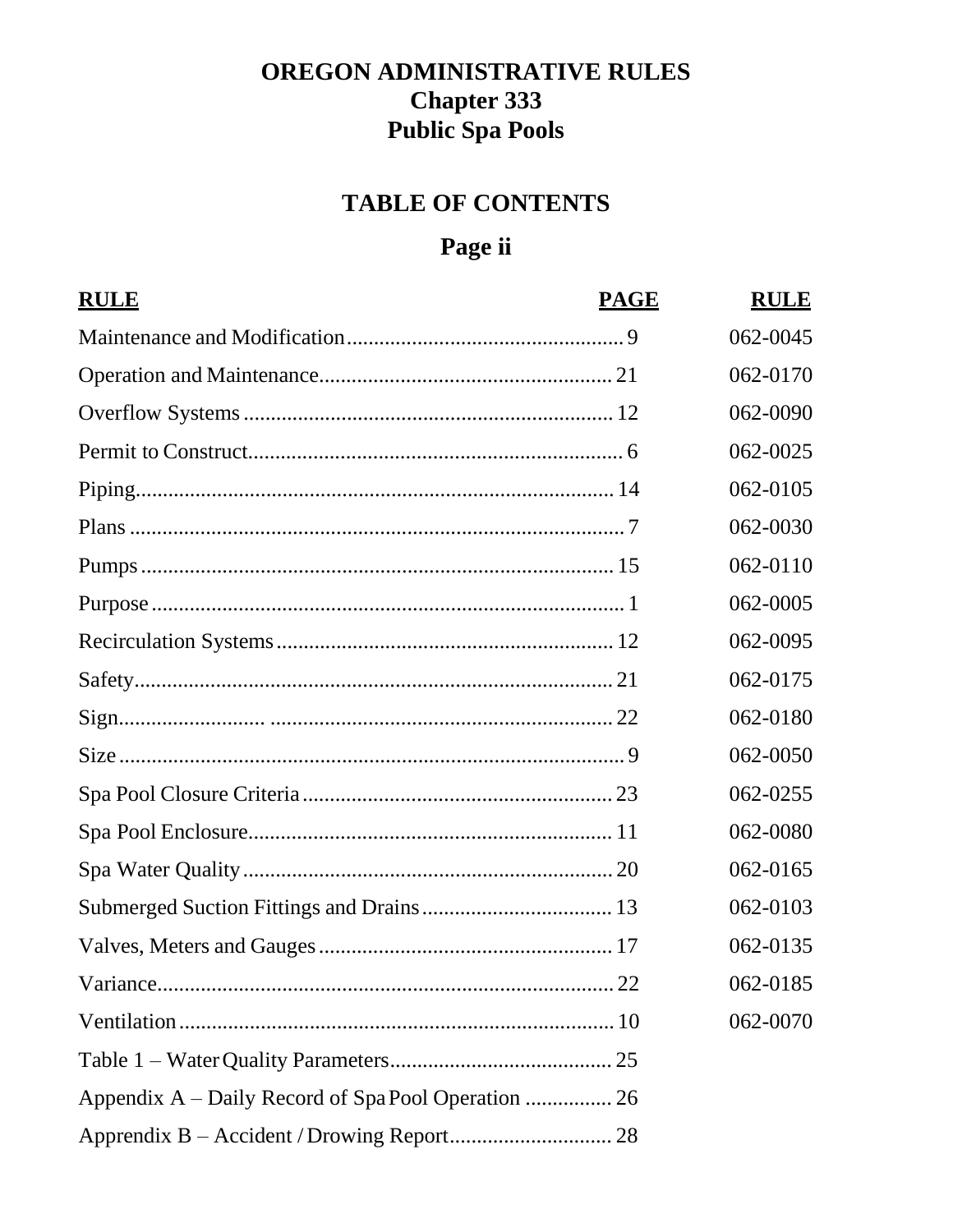# OREGON ADMINISTRATIVE RULES
# Chapter 333
# Public Spa Pools

## TABLE OF CONTENTS

### Page ii

| RULE | PAGE | RULE |
|---|---|---|
| Maintenance and Modification | 9 | 062-0045 |
| Operation and Maintenance | 21 | 062-0170 |
| Overflow Systems | 12 | 062-0090 |
| Permit to Construct | 6 | 062-0025 |
| Piping | 14 | 062-0105 |
| Plans | 7 | 062-0030 |
| Pumps | 15 | 062-0110 |
| Purpose | 1 | 062-0005 |
| Recirculation Systems | 12 | 062-0095 |
| Safety | 21 | 062-0175 |
| Sign | 22 | 062-0180 |
| Size | 9 | 062-0050 |
| Spa Pool Closure Criteria | 23 | 062-0255 |
| Spa Pool Enclosure | 11 | 062-0080 |
| Spa Water Quality | 20 | 062-0165 |
| Submerged Suction Fittings and Drains | 13 | 062-0103 |
| Valves, Meters and Gauges | 17 | 062-0135 |
| Variance | 22 | 062-0185 |
| Ventilation | 10 | 062-0070 |
| Table 1 – Water Quality Parameters | 25 | |
| Appendix A – Daily Record of Spa Pool Operation | 26 | |
| Apprendix B – Accident / Drowing Report | 28 | |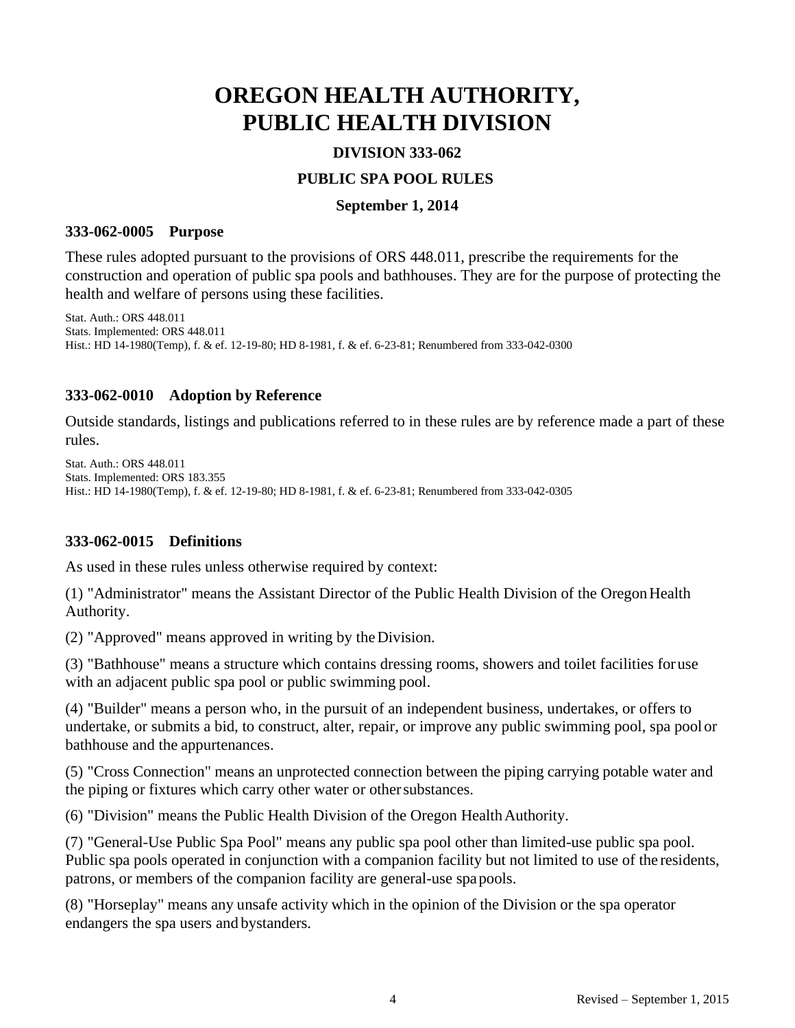# OREGON HEALTH AUTHORITY, PUBLIC HEALTH DIVISION

### DIVISION 333-062

### PUBLIC SPA POOL RULES

### September 1, 2014

#### 333-062-0005 Purpose

These rules adopted pursuant to the provisions of ORS 448.011, prescribe the requirements for the construction and operation of public spa pools and bathhouses. They are for the purpose of protecting the health and welfare of persons using these facilities.

Stat. Auth.: ORS 448.011
Stats. Implemented: ORS 448.011
Hist.: HD 14-1980(Temp), f. & ef. 12-19-80; HD 8-1981, f. & ef. 6-23-81; Renumbered from 333-042-0300

#### 333-062-0010 Adoption by Reference

Outside standards, listings and publications referred to in these rules are by reference made a part of these rules.

Stat. Auth.: ORS 448.011
Stats. Implemented: ORS 183.355
Hist.: HD 14-1980(Temp), f. & ef. 12-19-80; HD 8-1981, f. & ef. 6-23-81; Renumbered from 333-042-0305

#### 333-062-0015 Definitions

As used in these rules unless otherwise required by context:

(1) "Administrator" means the Assistant Director of the Public Health Division of the Oregon Health Authority.

(2) "Approved" means approved in writing by the Division.

(3) "Bathhouse" means a structure which contains dressing rooms, showers and toilet facilities for use with an adjacent public spa pool or public swimming pool.

(4) "Builder" means a person who, in the pursuit of an independent business, undertakes, or offers to undertake, or submits a bid, to construct, alter, repair, or improve any public swimming pool, spa pool or bathhouse and the appurtenances.

(5) "Cross Connection" means an unprotected connection between the piping carrying potable water and the piping or fixtures which carry other water or other substances.

(6) "Division" means the Public Health Division of the Oregon Health Authority.

(7) "General-Use Public Spa Pool" means any public spa pool other than limited-use public spa pool. Public spa pools operated in conjunction with a companion facility but not limited to use of the residents, patrons, or members of the companion facility are general-use spa pools.

(8) "Horseplay" means any unsafe activity which in the opinion of the Division or the spa operator endangers the spa users and bystanders.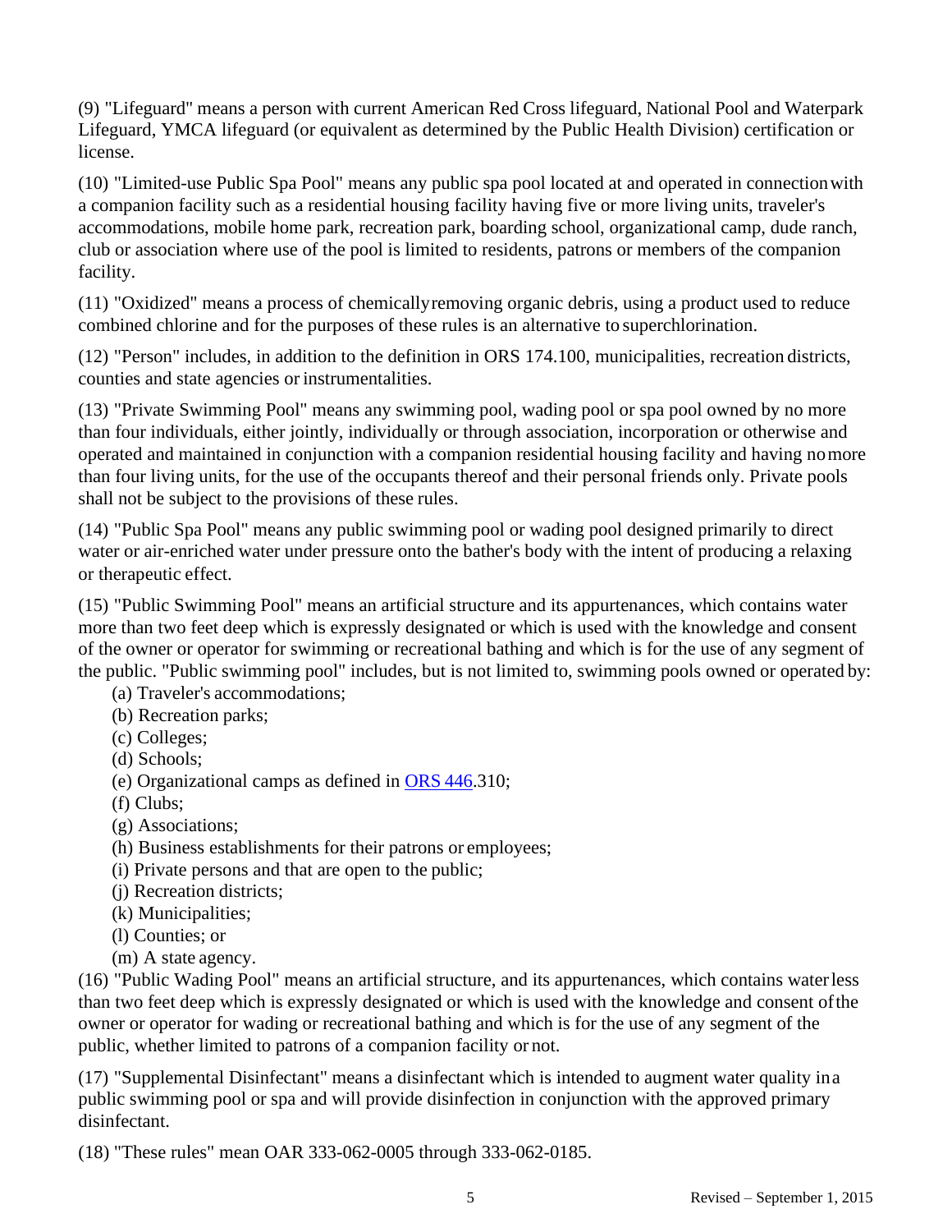(9) "Lifeguard" means a person with current American Red Cross lifeguard, National Pool and Waterpark Lifeguard, YMCA lifeguard (or equivalent as determined by the Public Health Division) certification or license.

(10) "Limited-use Public Spa Pool" means any public spa pool located at and operated in connection with a companion facility such as a residential housing facility having five or more living units, traveler's accommodations, mobile home park, recreation park, boarding school, organizational camp, dude ranch, club or association where use of the pool is limited to residents, patrons or members of the companion facility.

(11) "Oxidized" means a process of chemically removing organic debris, using a product used to reduce combined chlorine and for the purposes of these rules is an alternative to superchlorination.

(12) "Person" includes, in addition to the definition in ORS 174.100, municipalities, recreation districts, counties and state agencies or instrumentalities.

(13) "Private Swimming Pool" means any swimming pool, wading pool or spa pool owned by no more than four individuals, either jointly, individually or through association, incorporation or otherwise and operated and maintained in conjunction with a companion residential housing facility and having no more than four living units, for the use of the occupants thereof and their personal friends only. Private pools shall not be subject to the provisions of these rules.

(14) "Public Spa Pool" means any public swimming pool or wading pool designed primarily to direct water or air-enriched water under pressure onto the bather's body with the intent of producing a relaxing or therapeutic effect.

(15) "Public Swimming Pool" means an artificial structure and its appurtenances, which contains water more than two feet deep which is expressly designated or which is used with the knowledge and consent of the owner or operator for swimming or recreational bathing and which is for the use of any segment of the public. "Public swimming pool" includes, but is not limited to, swimming pools owned or operated by:

- (a) Traveler's accommodations;
- (b) Recreation parks;
- (c) Colleges;
- (d) Schools;
- (e) Organizational camps as defined in ORS 446.310;
- (f) Clubs;
- (g) Associations;
- (h) Business establishments for their patrons or employees;
- (i) Private persons and that are open to the public;
- (j) Recreation districts;
- (k) Municipalities;
- (l) Counties; or
- (m) A state agency.

(16) "Public Wading Pool" means an artificial structure, and its appurtenances, which contains water less than two feet deep which is expressly designated or which is used with the knowledge and consent of the owner or operator for wading or recreational bathing and which is for the use of any segment of the public, whether limited to patrons of a companion facility or not.

(17) "Supplemental Disinfectant" means a disinfectant which is intended to augment water quality in a public swimming pool or spa and will provide disinfection in conjunction with the approved primary disinfectant.

(18) "These rules" mean OAR 333-062-0005 through 333-062-0185.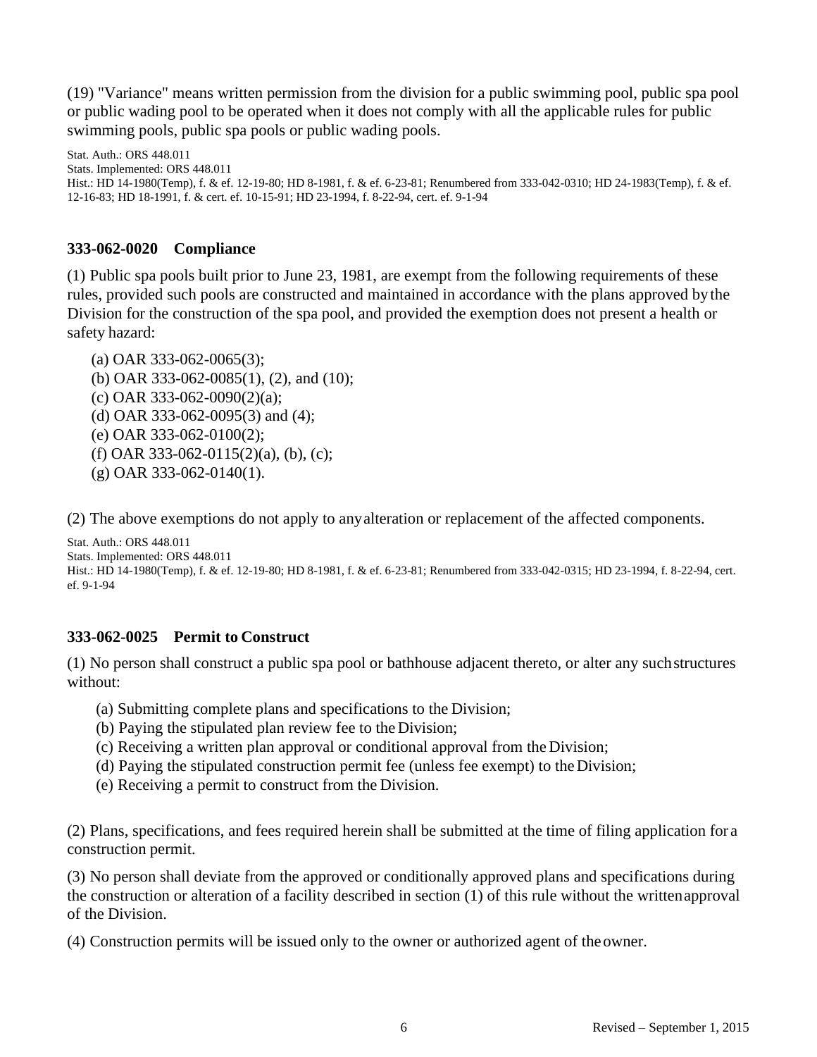(19) "Variance" means written permission from the division for a public swimming pool, public spa pool or public wading pool to be operated when it does not comply with all the applicable rules for public swimming pools, public spa pools or public wading pools.

Stat. Auth.: ORS 448.011
Stats. Implemented: ORS 448.011
Hist.: HD 14-1980(Temp), f. & ef. 12-19-80; HD 8-1981, f. & ef. 6-23-81; Renumbered from 333-042-0310; HD 24-1983(Temp), f. & ef. 12-16-83; HD 18-1991, f. & cert. ef. 10-15-91; HD 23-1994, f. 8-22-94, cert. ef. 9-1-94

### 333-062-0020 Compliance

(1) Public spa pools built prior to June 23, 1981, are exempt from the following requirements of these rules, provided such pools are constructed and maintained in accordance with the plans approved by the Division for the construction of the spa pool, and provided the exemption does not present a health or safety hazard:

- (a) OAR 333-062-0065(3);
- (b) OAR 333-062-0085(1), (2), and (10);
- (c) OAR 333-062-0090(2)(a);
- (d) OAR 333-062-0095(3) and (4);
- (e) OAR 333-062-0100(2);
- (f) OAR 333-062-0115(2)(a), (b), (c);
- (g) OAR 333-062-0140(1).

(2) The above exemptions do not apply to any alteration or replacement of the affected components.

Stat. Auth.: ORS 448.011
Stats. Implemented: ORS 448.011
Hist.: HD 14-1980(Temp), f. & ef. 12-19-80; HD 8-1981, f. & ef. 6-23-81; Renumbered from 333-042-0315; HD 23-1994, f. 8-22-94, cert. ef. 9-1-94

### 333-062-0025 Permit to Construct

(1) No person shall construct a public spa pool or bathhouse adjacent thereto, or alter any such structures without:

- (a) Submitting complete plans and specifications to the Division;
- (b) Paying the stipulated plan review fee to the Division;
- (c) Receiving a written plan approval or conditional approval from the Division;
- (d) Paying the stipulated construction permit fee (unless fee exempt) to the Division;
- (e) Receiving a permit to construct from the Division.

(2) Plans, specifications, and fees required herein shall be submitted at the time of filing application for a construction permit.

(3) No person shall deviate from the approved or conditionally approved plans and specifications during the construction or alteration of a facility described in section (1) of this rule without the written approval of the Division.

(4) Construction permits will be issued only to the owner or authorized agent of the owner.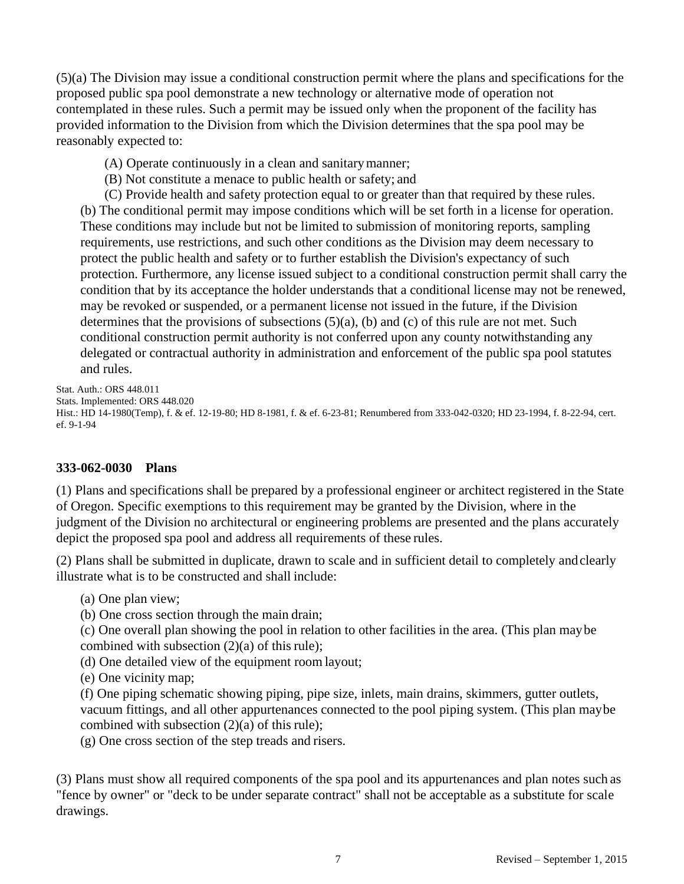(5)(a) The Division may issue a conditional construction permit where the plans and specifications for the proposed public spa pool demonstrate a new technology or alternative mode of operation not contemplated in these rules. Such a permit may be issued only when the proponent of the facility has provided information to the Division from which the Division determines that the spa pool may be reasonably expected to:

(A) Operate continuously in a clean and sanitary manner;

(B) Not constitute a menace to public health or safety; and

(C) Provide health and safety protection equal to or greater than that required by these rules.

(b) The conditional permit may impose conditions which will be set forth in a license for operation. These conditions may include but not be limited to submission of monitoring reports, sampling requirements, use restrictions, and such other conditions as the Division may deem necessary to protect the public health and safety or to further establish the Division's expectancy of such protection. Furthermore, any license issued subject to a conditional construction permit shall carry the condition that by its acceptance the holder understands that a conditional license may not be renewed, may be revoked or suspended, or a permanent license not issued in the future, if the Division determines that the provisions of subsections (5)(a), (b) and (c) of this rule are not met. Such conditional construction permit authority is not conferred upon any county notwithstanding any delegated or contractual authority in administration and enforcement of the public spa pool statutes and rules.

Stat. Auth.: ORS 448.011
Stats. Implemented: ORS 448.020
Hist.: HD 14-1980(Temp), f. & ef. 12-19-80; HD 8-1981, f. & ef. 6-23-81; Renumbered from 333-042-0320; HD 23-1994, f. 8-22-94, cert. ef. 9-1-94

### 333-062-0030 Plans

(1) Plans and specifications shall be prepared by a professional engineer or architect registered in the State of Oregon. Specific exemptions to this requirement may be granted by the Division, where in the judgment of the Division no architectural or engineering problems are presented and the plans accurately depict the proposed spa pool and address all requirements of these rules.

(2) Plans shall be submitted in duplicate, drawn to scale and in sufficient detail to completely and clearly illustrate what is to be constructed and shall include:

(a) One plan view;

(b) One cross section through the main drain;

(c) One overall plan showing the pool in relation to other facilities in the area. (This plan may be combined with subsection (2)(a) of this rule);

(d) One detailed view of the equipment room layout;

(e) One vicinity map;

(f) One piping schematic showing piping, pipe size, inlets, main drains, skimmers, gutter outlets, vacuum fittings, and all other appurtenances connected to the pool piping system. (This plan may be combined with subsection (2)(a) of this rule);

(g) One cross section of the step treads and risers.

(3) Plans must show all required components of the spa pool and its appurtenances and plan notes such as "fence by owner" or "deck to be under separate contract" shall not be acceptable as a substitute for scale drawings.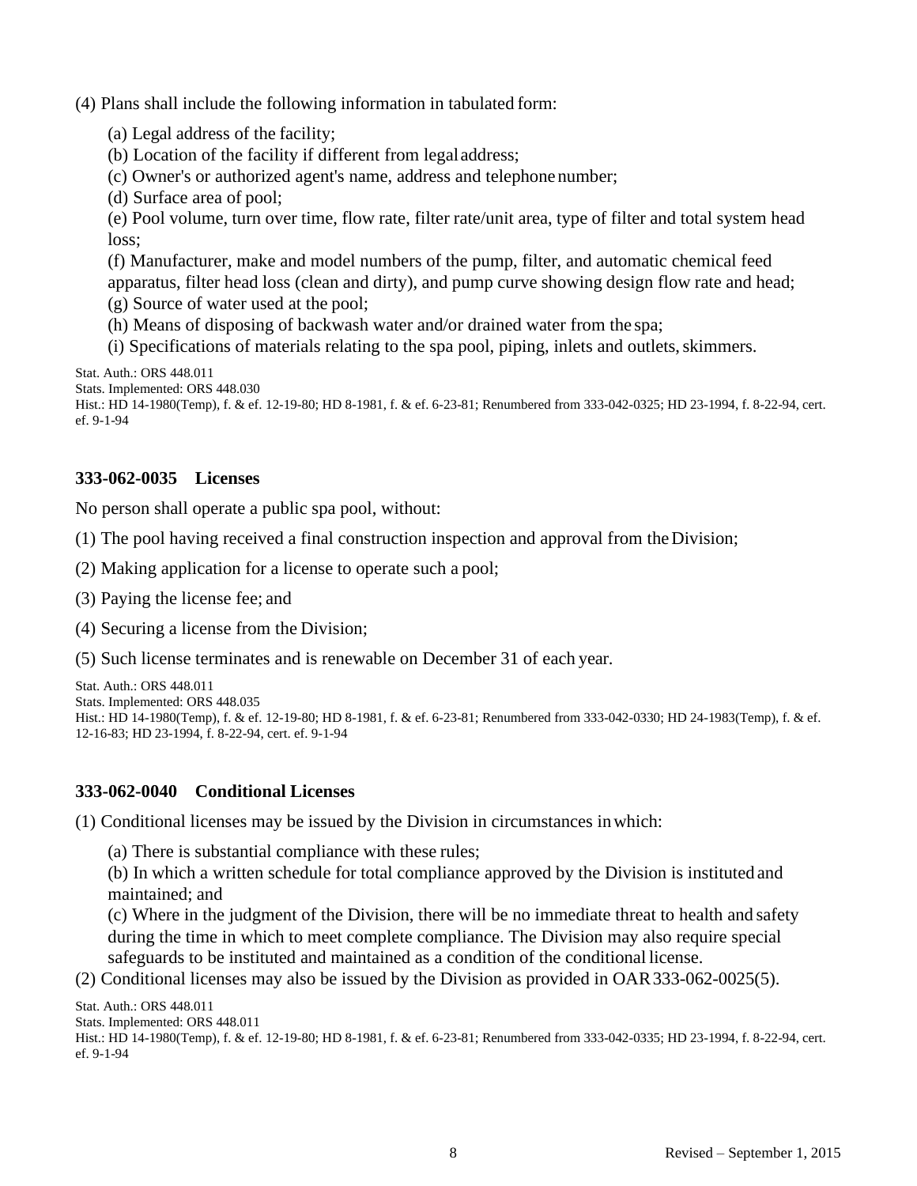(4) Plans shall include the following information in tabulated form:

(a) Legal address of the facility;
(b) Location of the facility if different from legal address;
(c) Owner's or authorized agent's name, address and telephone number;
(d) Surface area of pool;
(e) Pool volume, turn over time, flow rate, filter rate/unit area, type of filter and total system head loss;
(f) Manufacturer, make and model numbers of the pump, filter, and automatic chemical feed apparatus, filter head loss (clean and dirty), and pump curve showing design flow rate and head;
(g) Source of water used at the pool;
(h) Means of disposing of backwash water and/or drained water from the spa;
(i) Specifications of materials relating to the spa pool, piping, inlets and outlets, skimmers.

Stat. Auth.: ORS 448.011
Stats. Implemented: ORS 448.030
Hist.: HD 14-1980(Temp), f. & ef. 12-19-80; HD 8-1981, f. & ef. 6-23-81; Renumbered from 333-042-0325; HD 23-1994, f. 8-22-94, cert. ef. 9-1-94

### 333-062-0035 Licenses

No person shall operate a public spa pool, without:

(1) The pool having received a final construction inspection and approval from the Division;

(2) Making application for a license to operate such a pool;

(3) Paying the license fee; and

(4) Securing a license from the Division;

(5) Such license terminates and is renewable on December 31 of each year.

Stat. Auth.: ORS 448.011
Stats. Implemented: ORS 448.035
Hist.: HD 14-1980(Temp), f. & ef. 12-19-80; HD 8-1981, f. & ef. 6-23-81; Renumbered from 333-042-0330; HD 24-1983(Temp), f. & ef. 12-16-83; HD 23-1994, f. 8-22-94, cert. ef. 9-1-94

### 333-062-0040 Conditional Licenses

(1) Conditional licenses may be issued by the Division in circumstances in which:

(a) There is substantial compliance with these rules;
(b) In which a written schedule for total compliance approved by the Division is instituted and maintained; and
(c) Where in the judgment of the Division, there will be no immediate threat to health and safety during the time in which to meet complete compliance. The Division may also require special safeguards to be instituted and maintained as a condition of the conditional license.

(2) Conditional licenses may also be issued by the Division as provided in OAR 333-062-0025(5).

Stat. Auth.: ORS 448.011
Stats. Implemented: ORS 448.011
Hist.: HD 14-1980(Temp), f. & ef. 12-19-80; HD 8-1981, f. & ef. 6-23-81; Renumbered from 333-042-0335; HD 23-1994, f. 8-22-94, cert. ef. 9-1-94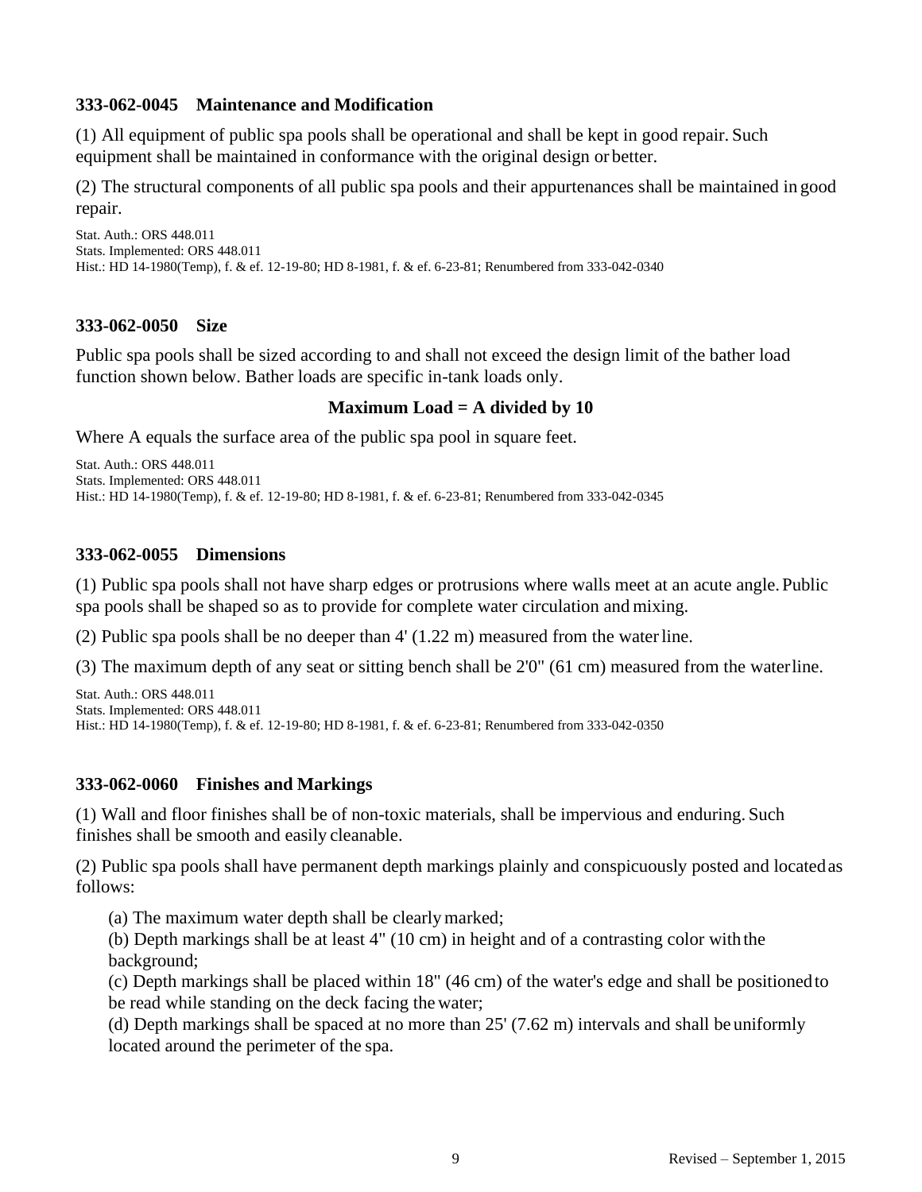### 333-062-0045 Maintenance and Modification

(1) All equipment of public spa pools shall be operational and shall be kept in good repair. Such equipment shall be maintained in conformance with the original design or better.

(2) The structural components of all public spa pools and their appurtenances shall be maintained in good repair.

Stat. Auth.: ORS 448.011
Stats. Implemented: ORS 448.011
Hist.: HD 14-1980(Temp), f. & ef. 12-19-80; HD 8-1981, f. & ef. 6-23-81; Renumbered from 333-042-0340

### 333-062-0050 Size

Public spa pools shall be sized according to and shall not exceed the design limit of the bather load function shown below. Bather loads are specific in-tank loads only.

**Maximum Load = A divided by 10**

Where A equals the surface area of the public spa pool in square feet.

Stat. Auth.: ORS 448.011
Stats. Implemented: ORS 448.011
Hist.: HD 14-1980(Temp), f. & ef. 12-19-80; HD 8-1981, f. & ef. 6-23-81; Renumbered from 333-042-0345

### 333-062-0055 Dimensions

(1) Public spa pools shall not have sharp edges or protrusions where walls meet at an acute angle. Public spa pools shall be shaped so as to provide for complete water circulation and mixing.

(2) Public spa pools shall be no deeper than 4' (1.22 m) measured from the water line.

(3) The maximum depth of any seat or sitting bench shall be 2'0" (61 cm) measured from the water line.

Stat. Auth.: ORS 448.011
Stats. Implemented: ORS 448.011
Hist.: HD 14-1980(Temp), f. & ef. 12-19-80; HD 8-1981, f. & ef. 6-23-81; Renumbered from 333-042-0350

### 333-062-0060 Finishes and Markings

(1) Wall and floor finishes shall be of non-toxic materials, shall be impervious and enduring. Such finishes shall be smooth and easily cleanable.

(2) Public spa pools shall have permanent depth markings plainly and conspicuously posted and located as follows:

(a) The maximum water depth shall be clearly marked;
(b) Depth markings shall be at least 4" (10 cm) in height and of a contrasting color with the background;
(c) Depth markings shall be placed within 18" (46 cm) of the water's edge and shall be positioned to be read while standing on the deck facing the water;
(d) Depth markings shall be spaced at no more than 25' (7.62 m) intervals and shall be uniformly located around the perimeter of the spa.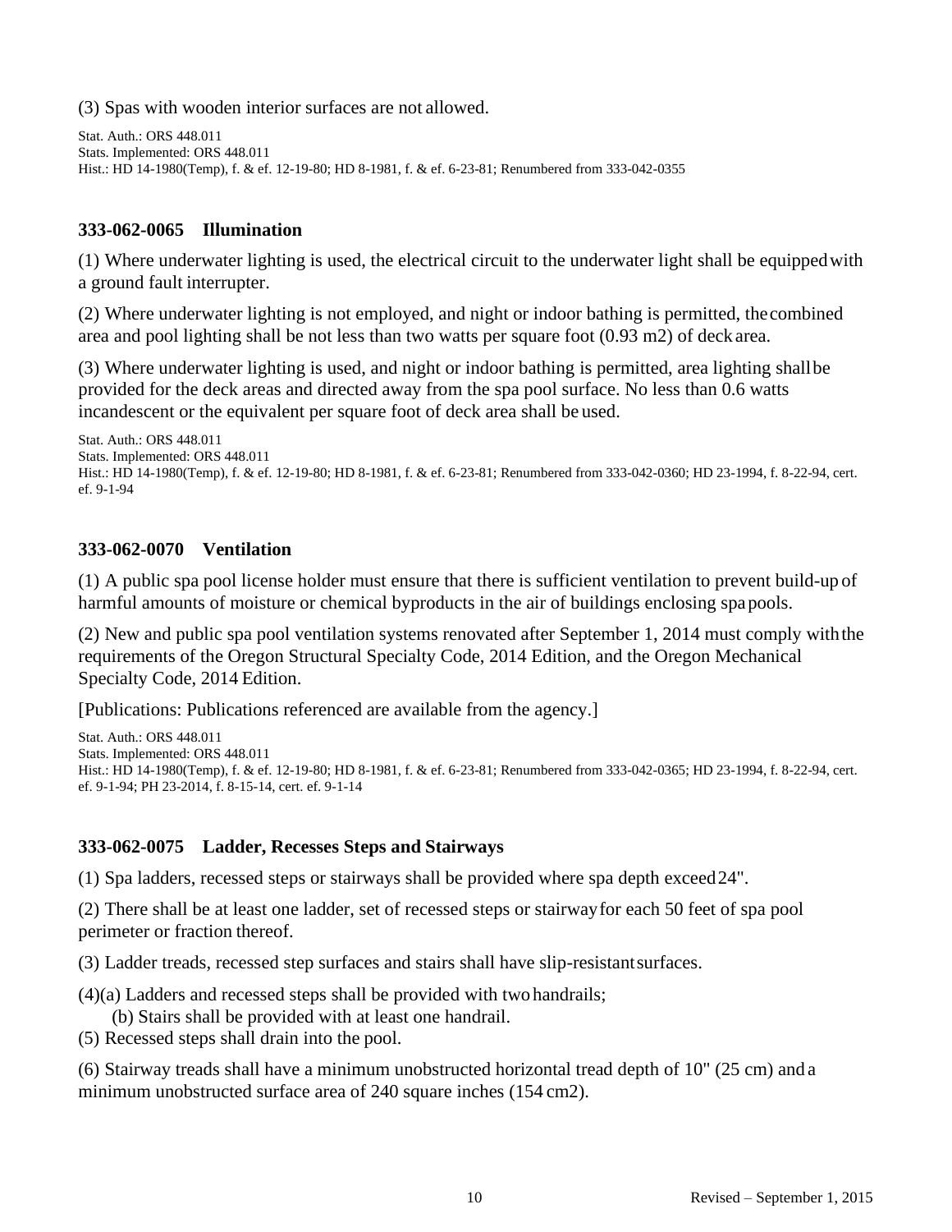(3) Spas with wooden interior surfaces are not allowed.

Stat. Auth.: ORS 448.011
Stats. Implemented: ORS 448.011
Hist.: HD 14-1980(Temp), f. & ef. 12-19-80; HD 8-1981, f. & ef. 6-23-81; Renumbered from 333-042-0355

### 333-062-0065 Illumination

(1) Where underwater lighting is used, the electrical circuit to the underwater light shall be equipped with a ground fault interrupter.

(2) Where underwater lighting is not employed, and night or indoor bathing is permitted, the combined area and pool lighting shall be not less than two watts per square foot (0.93 m2) of deck area.

(3) Where underwater lighting is used, and night or indoor bathing is permitted, area lighting shall be provided for the deck areas and directed away from the spa pool surface. No less than 0.6 watts incandescent or the equivalent per square foot of deck area shall be used.

Stat. Auth.: ORS 448.011
Stats. Implemented: ORS 448.011
Hist.: HD 14-1980(Temp), f. & ef. 12-19-80; HD 8-1981, f. & ef. 6-23-81; Renumbered from 333-042-0360; HD 23-1994, f. 8-22-94, cert. ef. 9-1-94

### 333-062-0070 Ventilation

(1) A public spa pool license holder must ensure that there is sufficient ventilation to prevent build-up of harmful amounts of moisture or chemical byproducts in the air of buildings enclosing spa pools.

(2) New and public spa pool ventilation systems renovated after September 1, 2014 must comply with the requirements of the Oregon Structural Specialty Code, 2014 Edition, and the Oregon Mechanical Specialty Code, 2014 Edition.

[Publications: Publications referenced are available from the agency.]

Stat. Auth.: ORS 448.011
Stats. Implemented: ORS 448.011
Hist.: HD 14-1980(Temp), f. & ef. 12-19-80; HD 8-1981, f. & ef. 6-23-81; Renumbered from 333-042-0365; HD 23-1994, f. 8-22-94, cert. ef. 9-1-94; PH 23-2014, f. 8-15-14, cert. ef. 9-1-14

### 333-062-0075 Ladder, Recesses Steps and Stairways

(1) Spa ladders, recessed steps or stairways shall be provided where spa depth exceed 24".

(2) There shall be at least one ladder, set of recessed steps or stairway for each 50 feet of spa pool perimeter or fraction thereof.

(3) Ladder treads, recessed step surfaces and stairs shall have slip-resistant surfaces.

(4)(a) Ladders and recessed steps shall be provided with two handrails;

(b) Stairs shall be provided with at least one handrail.

(5) Recessed steps shall drain into the pool.

(6) Stairway treads shall have a minimum unobstructed horizontal tread depth of 10" (25 cm) and a minimum unobstructed surface area of 240 square inches (154 cm2).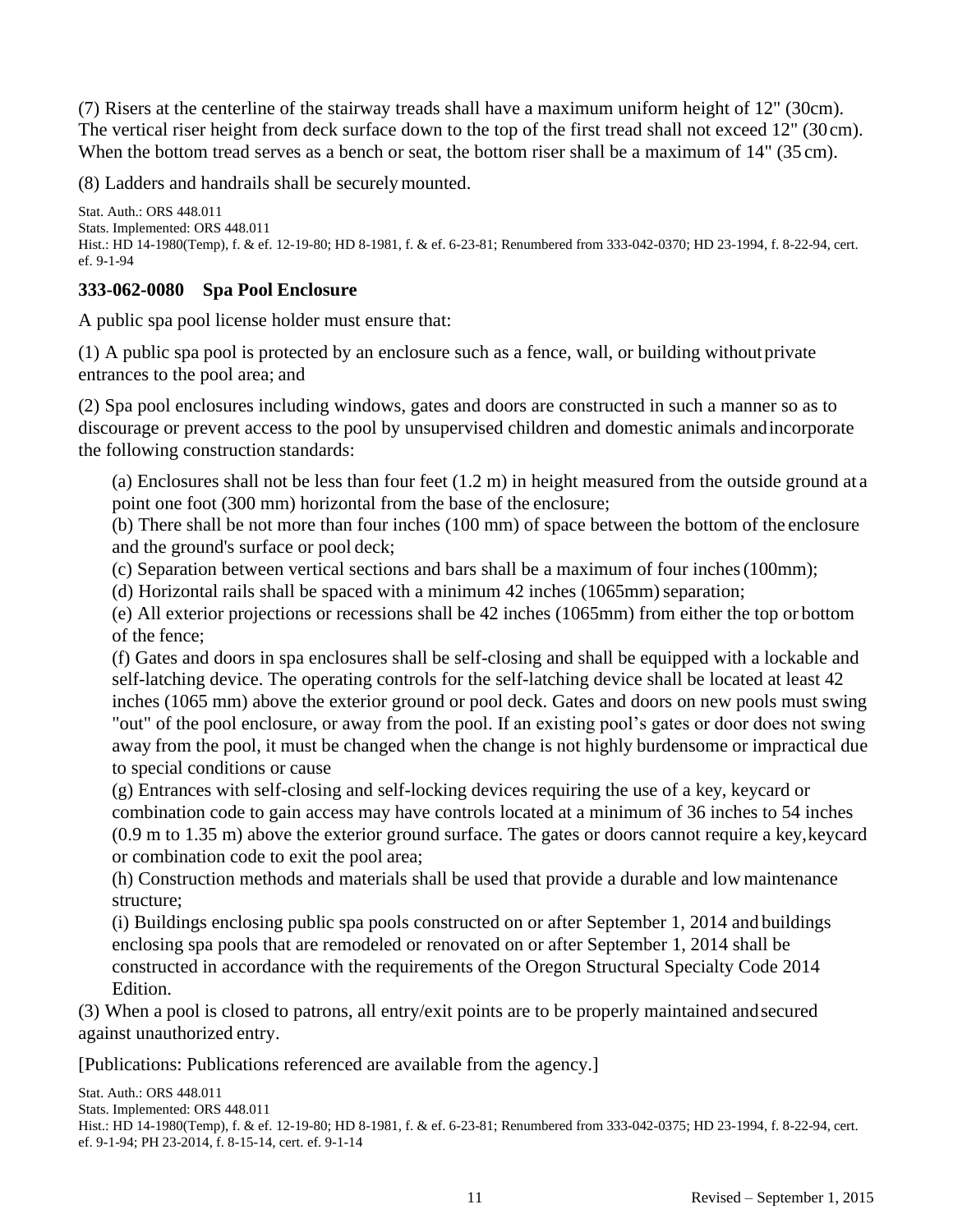(7) Risers at the centerline of the stairway treads shall have a maximum uniform height of 12" (30cm). The vertical riser height from deck surface down to the top of the first tread shall not exceed 12" (30 cm). When the bottom tread serves as a bench or seat, the bottom riser shall be a maximum of 14" (35 cm).

(8) Ladders and handrails shall be securely mounted.

Stat. Auth.: ORS 448.011
Stats. Implemented: ORS 448.011
Hist.: HD 14-1980(Temp), f. & ef. 12-19-80; HD 8-1981, f. & ef. 6-23-81; Renumbered from 333-042-0370; HD 23-1994, f. 8-22-94, cert. ef. 9-1-94

### 333-062-0080 Spa Pool Enclosure

A public spa pool license holder must ensure that:

(1) A public spa pool is protected by an enclosure such as a fence, wall, or building without private entrances to the pool area; and

(2) Spa pool enclosures including windows, gates and doors are constructed in such a manner so as to discourage or prevent access to the pool by unsupervised children and domestic animals and incorporate the following construction standards:

(a) Enclosures shall not be less than four feet (1.2 m) in height measured from the outside ground at a point one foot (300 mm) horizontal from the base of the enclosure;
(b) There shall be not more than four inches (100 mm) of space between the bottom of the enclosure and the ground's surface or pool deck;
(c) Separation between vertical sections and bars shall be a maximum of four inches (100mm);
(d) Horizontal rails shall be spaced with a minimum 42 inches (1065mm) separation;
(e) All exterior projections or recessions shall be 42 inches (1065mm) from either the top or bottom of the fence;
(f) Gates and doors in spa enclosures shall be self-closing and shall be equipped with a lockable and self-latching device. The operating controls for the self-latching device shall be located at least 42 inches (1065 mm) above the exterior ground or pool deck. Gates and doors on new pools must swing "out" of the pool enclosure, or away from the pool. If an existing pool's gates or door does not swing away from the pool, it must be changed when the change is not highly burdensome or impractical due to special conditions or cause
(g) Entrances with self-closing and self-locking devices requiring the use of a key, keycard or combination code to gain access may have controls located at a minimum of 36 inches to 54 inches (0.9 m to 1.35 m) above the exterior ground surface. The gates or doors cannot require a key, keycard or combination code to exit the pool area;
(h) Construction methods and materials shall be used that provide a durable and low maintenance structure;
(i) Buildings enclosing public spa pools constructed on or after September 1, 2014 and buildings enclosing spa pools that are remodeled or renovated on or after September 1, 2014 shall be constructed in accordance with the requirements of the Oregon Structural Specialty Code 2014 Edition.

(3) When a pool is closed to patrons, all entry/exit points are to be properly maintained and secured against unauthorized entry.

[Publications: Publications referenced are available from the agency.]

Stat. Auth.: ORS 448.011
Stats. Implemented: ORS 448.011
Hist.: HD 14-1980(Temp), f. & ef. 12-19-80; HD 8-1981, f. & ef. 6-23-81; Renumbered from 333-042-0375; HD 23-1994, f. 8-22-94, cert. ef. 9-1-94; PH 23-2014, f. 8-15-14, cert. ef. 9-1-14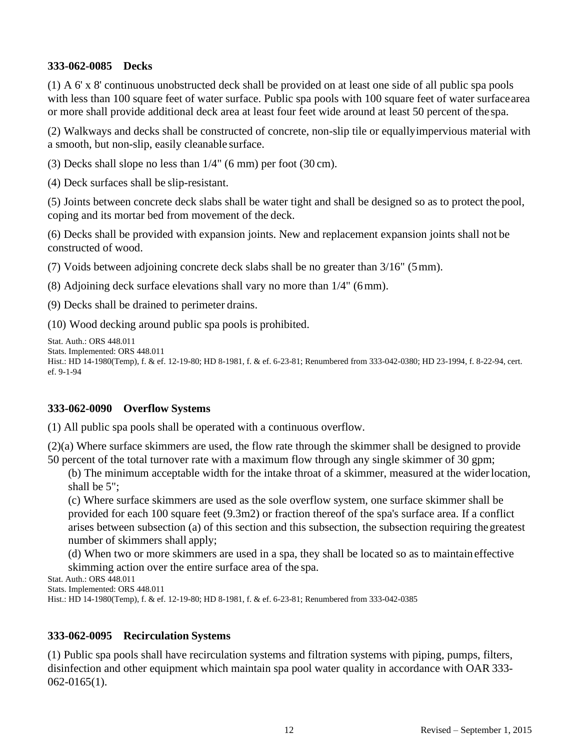### 333-062-0085 Decks

(1) A 6' x 8' continuous unobstructed deck shall be provided on at least one side of all public spa pools with less than 100 square feet of water surface. Public spa pools with 100 square feet of water surface area or more shall provide additional deck area at least four feet wide around at least 50 percent of the spa.

(2) Walkways and decks shall be constructed of concrete, non-slip tile or equally impervious material with a smooth, but non-slip, easily cleanable surface.

(3) Decks shall slope no less than 1/4" (6 mm) per foot (30 cm).

(4) Deck surfaces shall be slip-resistant.

(5) Joints between concrete deck slabs shall be water tight and shall be designed so as to protect the pool, coping and its mortar bed from movement of the deck.

(6) Decks shall be provided with expansion joints. New and replacement expansion joints shall not be constructed of wood.

(7) Voids between adjoining concrete deck slabs shall be no greater than 3/16" (5 mm).

(8) Adjoining deck surface elevations shall vary no more than 1/4" (6 mm).

(9) Decks shall be drained to perimeter drains.

(10) Wood decking around public spa pools is prohibited.

Stat. Auth.: ORS 448.011
Stats. Implemented: ORS 448.011
Hist.: HD 14-1980(Temp), f. & ef. 12-19-80; HD 8-1981, f. & ef. 6-23-81; Renumbered from 333-042-0380; HD 23-1994, f. 8-22-94, cert. ef. 9-1-94

### 333-062-0090 Overflow Systems

(1) All public spa pools shall be operated with a continuous overflow.

(2)(a) Where surface skimmers are used, the flow rate through the skimmer shall be designed to provide 50 percent of the total turnover rate with a maximum flow through any single skimmer of 30 gpm;

(b) The minimum acceptable width for the intake throat of a skimmer, measured at the wider location, shall be 5";

(c) Where surface skimmers are used as the sole overflow system, one surface skimmer shall be provided for each 100 square feet (9.3m2) or fraction thereof of the spa's surface area. If a conflict arises between subsection (a) of this section and this subsection, the subsection requiring the greatest number of skimmers shall apply;

(d) When two or more skimmers are used in a spa, they shall be located so as to maintain effective skimming action over the entire surface area of the spa.

Stat. Auth.: ORS 448.011
Stats. Implemented: ORS 448.011
Hist.: HD 14-1980(Temp), f. & ef. 12-19-80; HD 8-1981, f. & ef. 6-23-81; Renumbered from 333-042-0385

### 333-062-0095 Recirculation Systems

(1) Public spa pools shall have recirculation systems and filtration systems with piping, pumps, filters, disinfection and other equipment which maintain spa pool water quality in accordance with OAR 333-062-0165(1).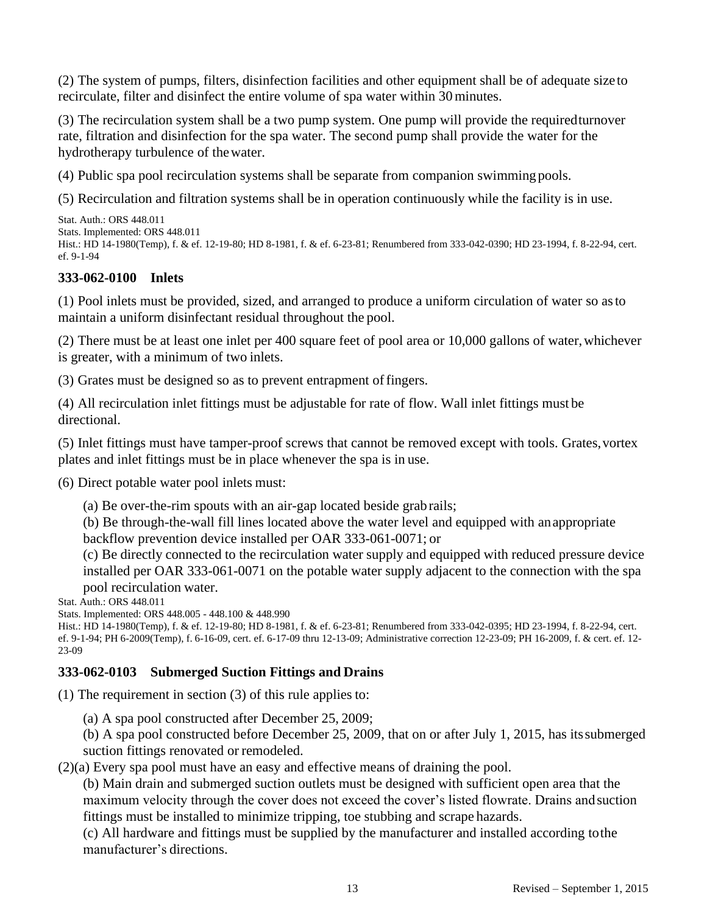(2) The system of pumps, filters, disinfection facilities and other equipment shall be of adequate size to recirculate, filter and disinfect the entire volume of spa water within 30 minutes.

(3) The recirculation system shall be a two pump system. One pump will provide the required turnover rate, filtration and disinfection for the spa water. The second pump shall provide the water for the hydrotherapy turbulence of the water.

(4) Public spa pool recirculation systems shall be separate from companion swimming pools.

(5) Recirculation and filtration systems shall be in operation continuously while the facility is in use.

Stat. Auth.: ORS 448.011
Stats. Implemented: ORS 448.011
Hist.: HD 14-1980(Temp), f. & ef. 12-19-80; HD 8-1981, f. & ef. 6-23-81; Renumbered from 333-042-0390; HD 23-1994, f. 8-22-94, cert. ef. 9-1-94

### 333-062-0100 Inlets

(1) Pool inlets must be provided, sized, and arranged to produce a uniform circulation of water so as to maintain a uniform disinfectant residual throughout the pool.

(2) There must be at least one inlet per 400 square feet of pool area or 10,000 gallons of water, whichever is greater, with a minimum of two inlets.

(3) Grates must be designed so as to prevent entrapment of fingers.

(4) All recirculation inlet fittings must be adjustable for rate of flow. Wall inlet fittings must be directional.

(5) Inlet fittings must have tamper-proof screws that cannot be removed except with tools. Grates, vortex plates and inlet fittings must be in place whenever the spa is in use.

(6) Direct potable water pool inlets must:

(a) Be over-the-rim spouts with an air-gap located beside grab rails;

(b) Be through-the-wall fill lines located above the water level and equipped with an appropriate backflow prevention device installed per OAR 333-061-0071; or

(c) Be directly connected to the recirculation water supply and equipped with reduced pressure device installed per OAR 333-061-0071 on the potable water supply adjacent to the connection with the spa pool recirculation water.

Stat. Auth.: ORS 448.011
Stats. Implemented: ORS 448.005 - 448.100 & 448.990
Hist.: HD 14-1980(Temp), f. & ef. 12-19-80; HD 8-1981, f. & ef. 6-23-81; Renumbered from 333-042-0395; HD 23-1994, f. 8-22-94, cert. ef. 9-1-94; PH 6-2009(Temp), f. 6-16-09, cert. ef. 6-17-09 thru 12-13-09; Administrative correction 12-23-09; PH 16-2009, f. & cert. ef. 12-23-09

### 333-062-0103 Submerged Suction Fittings and Drains

(1) The requirement in section (3) of this rule applies to:

(a) A spa pool constructed after December 25, 2009;

(b) A spa pool constructed before December 25, 2009, that on or after July 1, 2015, has its submerged suction fittings renovated or remodeled.

(2)(a) Every spa pool must have an easy and effective means of draining the pool.

(b) Main drain and submerged suction outlets must be designed with sufficient open area that the maximum velocity through the cover does not exceed the cover's listed flowrate. Drains and suction fittings must be installed to minimize tripping, toe stubbing and scrape hazards.

(c) All hardware and fittings must be supplied by the manufacturer and installed according to the manufacturer's directions.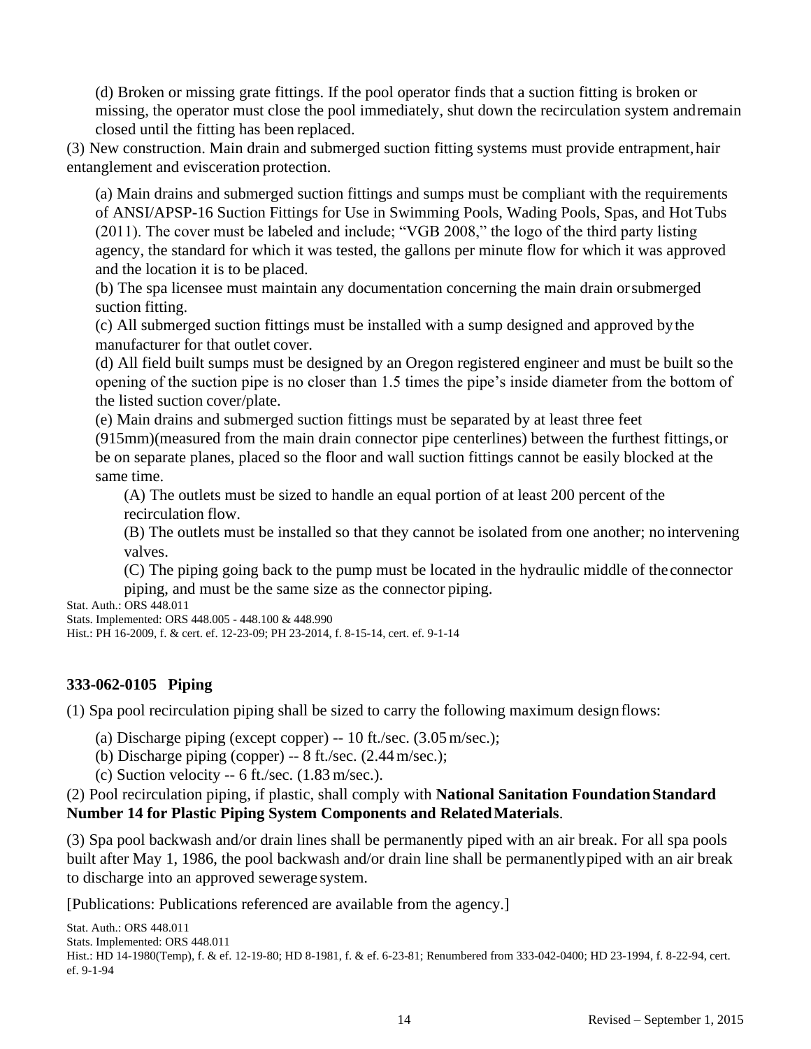(d) Broken or missing grate fittings. If the pool operator finds that a suction fitting is broken or missing, the operator must close the pool immediately, shut down the recirculation system and remain closed until the fitting has been replaced.

(3) New construction. Main drain and submerged suction fitting systems must provide entrapment, hair entanglement and evisceration protection.

(a) Main drains and submerged suction fittings and sumps must be compliant with the requirements of ANSI/APSP-16 Suction Fittings for Use in Swimming Pools, Wading Pools, Spas, and Hot Tubs (2011). The cover must be labeled and include; "VGB 2008," the logo of the third party listing agency, the standard for which it was tested, the gallons per minute flow for which it was approved and the location it is to be placed.

(b) The spa licensee must maintain any documentation concerning the main drain or submerged suction fitting.

(c) All submerged suction fittings must be installed with a sump designed and approved by the manufacturer for that outlet cover.

(d) All field built sumps must be designed by an Oregon registered engineer and must be built so the opening of the suction pipe is no closer than 1.5 times the pipe's inside diameter from the bottom of the listed suction cover/plate.

(e) Main drains and submerged suction fittings must be separated by at least three feet (915mm)(measured from the main drain connector pipe centerlines) between the furthest fittings, or be on separate planes, placed so the floor and wall suction fittings cannot be easily blocked at the same time.

(A) The outlets must be sized to handle an equal portion of at least 200 percent of the recirculation flow.

(B) The outlets must be installed so that they cannot be isolated from one another; no intervening valves.

(C) The piping going back to the pump must be located in the hydraulic middle of the connector piping, and must be the same size as the connector piping.

Stat. Auth.: ORS 448.011
Stats. Implemented: ORS 448.005 - 448.100 & 448.990
Hist.: PH 16-2009, f. & cert. ef. 12-23-09; PH 23-2014, f. 8-15-14, cert. ef. 9-1-14

## 333-062-0105 Piping

(1) Spa pool recirculation piping shall be sized to carry the following maximum design flows:

(a) Discharge piping (except copper) -- 10 ft./sec. (3.05 m/sec.);

(b) Discharge piping (copper) -- 8 ft./sec. (2.44 m/sec.);

(c) Suction velocity -- 6 ft./sec. (1.83 m/sec.).

(2) Pool recirculation piping, if plastic, shall comply with **National Sanitation Foundation Standard Number 14 for Plastic Piping System Components and Related Materials**.

(3) Spa pool backwash and/or drain lines shall be permanently piped with an air break. For all spa pools built after May 1, 1986, the pool backwash and/or drain line shall be permanently piped with an air break to discharge into an approved sewerage system.

[Publications: Publications referenced are available from the agency.]

Stat. Auth.: ORS 448.011
Stats. Implemented: ORS 448.011
Hist.: HD 14-1980(Temp), f. & ef. 12-19-80; HD 8-1981, f. & ef. 6-23-81; Renumbered from 333-042-0400; HD 23-1994, f. 8-22-94, cert. ef. 9-1-94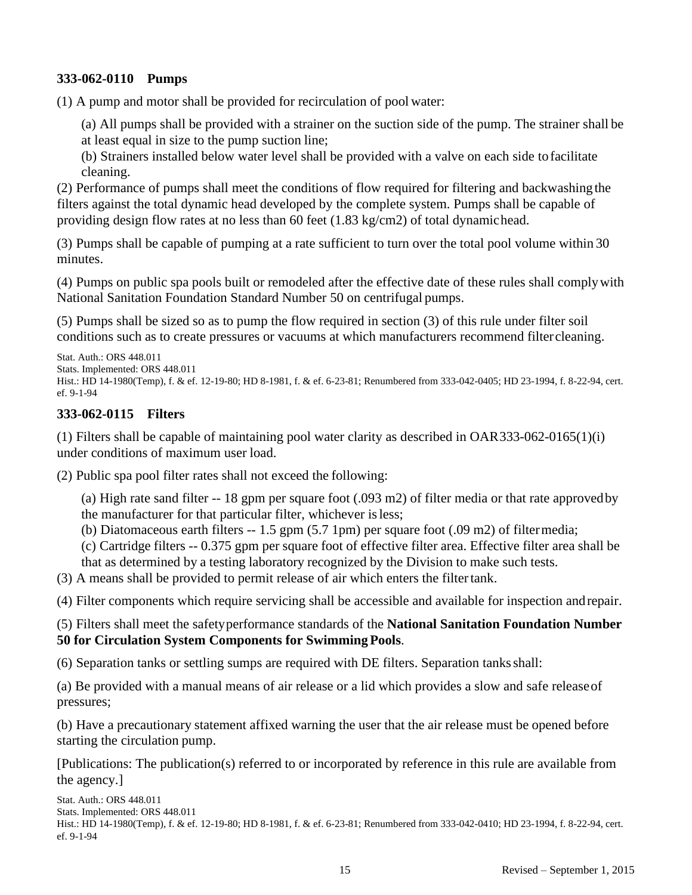**333-062-0110 Pumps**

(1) A pump and motor shall be provided for recirculation of pool water:

(a) All pumps shall be provided with a strainer on the suction side of the pump. The strainer shall be at least equal in size to the pump suction line;

(b) Strainers installed below water level shall be provided with a valve on each side to facilitate cleaning.

(2) Performance of pumps shall meet the conditions of flow required for filtering and backwashing the filters against the total dynamic head developed by the complete system. Pumps shall be capable of providing design flow rates at no less than 60 feet (1.83 kg/cm2) of total dynamic head.

(3) Pumps shall be capable of pumping at a rate sufficient to turn over the total pool volume within 30 minutes.

(4) Pumps on public spa pools built or remodeled after the effective date of these rules shall comply with National Sanitation Foundation Standard Number 50 on centrifugal pumps.

(5) Pumps shall be sized so as to pump the flow required in section (3) of this rule under filter soil conditions such as to create pressures or vacuums at which manufacturers recommend filter cleaning.

Stat. Auth.: ORS 448.011
Stats. Implemented: ORS 448.011
Hist.: HD 14-1980(Temp), f. & ef. 12-19-80; HD 8-1981, f. & ef. 6-23-81; Renumbered from 333-042-0405; HD 23-1994, f. 8-22-94, cert. ef. 9-1-94

**333-062-0115 Filters**

(1) Filters shall be capable of maintaining pool water clarity as described in OAR 333-062-0165(1)(i) under conditions of maximum user load.

(2) Public spa pool filter rates shall not exceed the following:

(a) High rate sand filter -- 18 gpm per square foot (.093 m2) of filter media or that rate approved by the manufacturer for that particular filter, whichever is less;

(b) Diatomaceous earth filters -- 1.5 gpm (5.7 1pm) per square foot (.09 m2) of filter media;

(c) Cartridge filters -- 0.375 gpm per square foot of effective filter area. Effective filter area shall be that as determined by a testing laboratory recognized by the Division to make such tests.

(3) A means shall be provided to permit release of air which enters the filter tank.

(4) Filter components which require servicing shall be accessible and available for inspection and repair.

(5) Filters shall meet the safety performance standards of the **National Sanitation Foundation Number 50 for Circulation System Components for Swimming Pools**.

(6) Separation tanks or settling sumps are required with DE filters. Separation tanks shall:

(a) Be provided with a manual means of air release or a lid which provides a slow and safe release of pressures;

(b) Have a precautionary statement affixed warning the user that the air release must be opened before starting the circulation pump.

[Publications: The publication(s) referred to or incorporated by reference in this rule are available from the agency.]

Stat. Auth.: ORS 448.011
Stats. Implemented: ORS 448.011
Hist.: HD 14-1980(Temp), f. & ef. 12-19-80; HD 8-1981, f. & ef. 6-23-81; Renumbered from 333-042-0410; HD 23-1994, f. 8-22-94, cert. ef. 9-1-94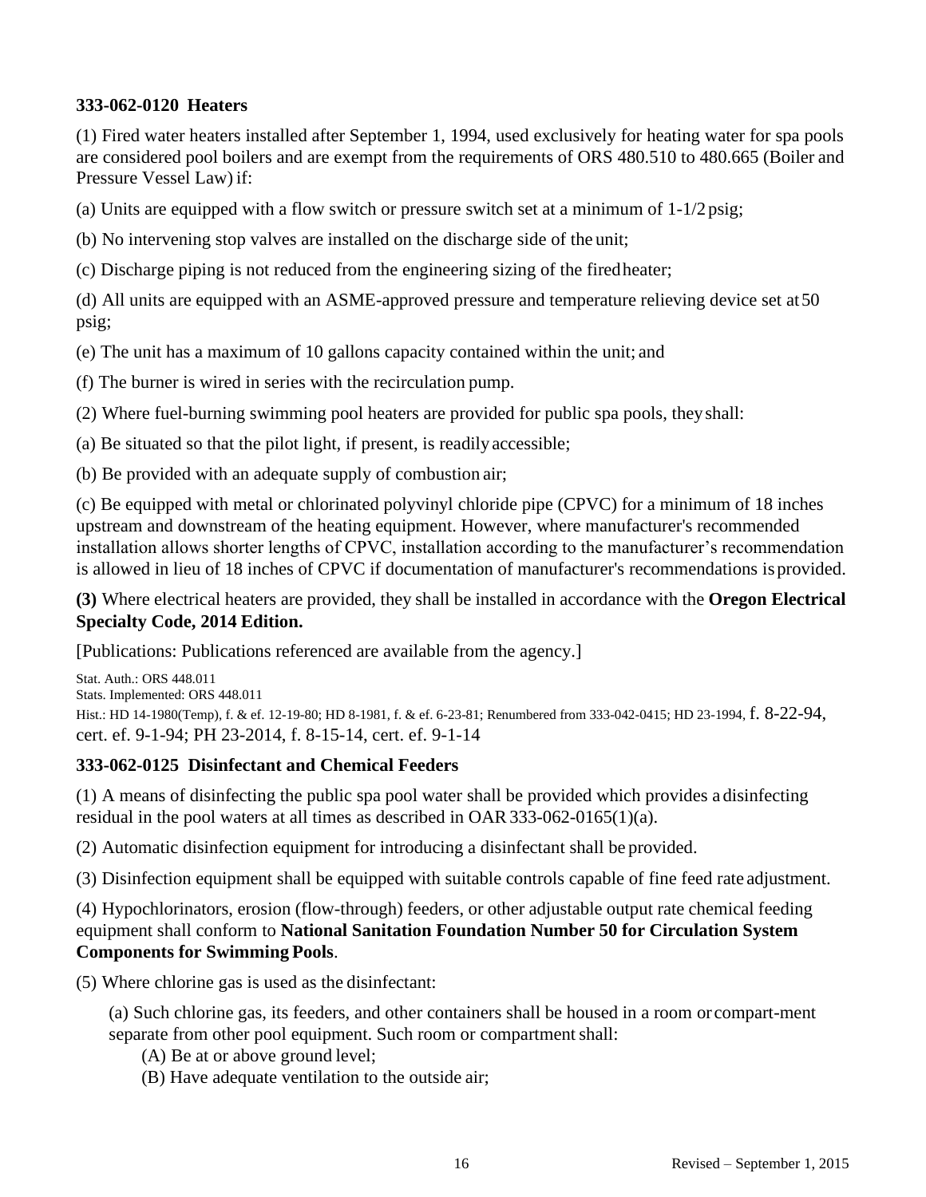**333-062-0120 Heaters**

(1) Fired water heaters installed after September 1, 1994, used exclusively for heating water for spa pools are considered pool boilers and are exempt from the requirements of ORS 480.510 to 480.665 (Boiler and Pressure Vessel Law) if:

(a) Units are equipped with a flow switch or pressure switch set at a minimum of 1-1/2 psig;

(b) No intervening stop valves are installed on the discharge side of the unit;

(c) Discharge piping is not reduced from the engineering sizing of the fired heater;

(d) All units are equipped with an ASME-approved pressure and temperature relieving device set at 50 psig;

(e) The unit has a maximum of 10 gallons capacity contained within the unit; and

(f) The burner is wired in series with the recirculation pump.

(2) Where fuel-burning swimming pool heaters are provided for public spa pools, they shall:

(a) Be situated so that the pilot light, if present, is readily accessible;

(b) Be provided with an adequate supply of combustion air;

(c) Be equipped with metal or chlorinated polyvinyl chloride pipe (CPVC) for a minimum of 18 inches upstream and downstream of the heating equipment. However, where manufacturer's recommended installation allows shorter lengths of CPVC, installation according to the manufacturer's recommendation is allowed in lieu of 18 inches of CPVC if documentation of manufacturer's recommendations is provided.

**(3)** Where electrical heaters are provided, they shall be installed in accordance with the **Oregon Electrical Specialty Code, 2014 Edition.**

[Publications: Publications referenced are available from the agency.]

Stat. Auth.: ORS 448.011
Stats. Implemented: ORS 448.011
Hist.: HD 14-1980(Temp), f. & ef. 12-19-80; HD 8-1981, f. & ef. 6-23-81; Renumbered from 333-042-0415; HD 23-1994, f. 8-22-94, cert. ef. 9-1-94; PH 23-2014, f. 8-15-14, cert. ef. 9-1-14

**333-062-0125 Disinfectant and Chemical Feeders**

(1) A means of disinfecting the public spa pool water shall be provided which provides a disinfecting residual in the pool waters at all times as described in OAR 333-062-0165(1)(a).

(2) Automatic disinfection equipment for introducing a disinfectant shall be provided.

(3) Disinfection equipment shall be equipped with suitable controls capable of fine feed rate adjustment.

(4) Hypochlorinators, erosion (flow-through) feeders, or other adjustable output rate chemical feeding equipment shall conform to **National Sanitation Foundation Number 50 for Circulation System Components for Swimming Pools**.

(5) Where chlorine gas is used as the disinfectant:

(a) Such chlorine gas, its feeders, and other containers shall be housed in a room or compart-ment separate from other pool equipment. Such room or compartment shall:

(A) Be at or above ground level;

(B) Have adequate ventilation to the outside air;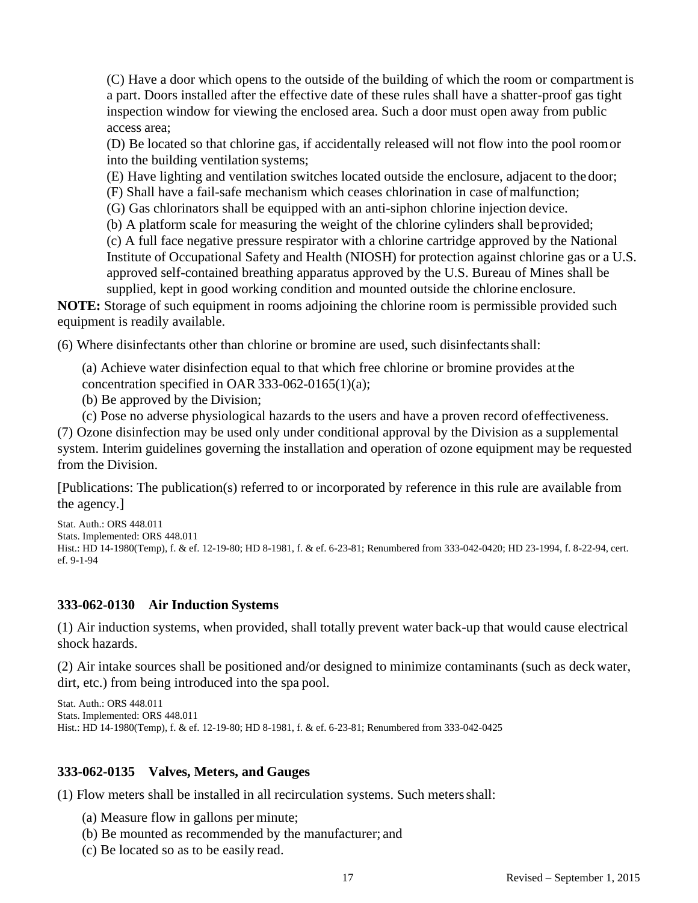(C) Have a door which opens to the outside of the building of which the room or compartment is a part. Doors installed after the effective date of these rules shall have a shatter-proof gas tight inspection window for viewing the enclosed area. Such a door must open away from public access area;

(D) Be located so that chlorine gas, if accidentally released will not flow into the pool room or into the building ventilation systems;

(E) Have lighting and ventilation switches located outside the enclosure, adjacent to the door;

(F) Shall have a fail-safe mechanism which ceases chlorination in case of malfunction;

(G) Gas chlorinators shall be equipped with an anti-siphon chlorine injection device.

(b) A platform scale for measuring the weight of the chlorine cylinders shall be provided;

(c) A full face negative pressure respirator with a chlorine cartridge approved by the National Institute of Occupational Safety and Health (NIOSH) for protection against chlorine gas or a U.S. approved self-contained breathing apparatus approved by the U.S. Bureau of Mines shall be supplied, kept in good working condition and mounted outside the chlorine enclosure.

**NOTE:** Storage of such equipment in rooms adjoining the chlorine room is permissible provided such equipment is readily available.

(6) Where disinfectants other than chlorine or bromine are used, such disinfectants shall:

(a) Achieve water disinfection equal to that which free chlorine or bromine provides at the concentration specified in OAR 333-062-0165(1)(a);

(b) Be approved by the Division;

(c) Pose no adverse physiological hazards to the users and have a proven record of effectiveness.

(7) Ozone disinfection may be used only under conditional approval by the Division as a supplemental system. Interim guidelines governing the installation and operation of ozone equipment may be requested from the Division.

[Publications: The publication(s) referred to or incorporated by reference in this rule are available from the agency.]

Stat. Auth.: ORS 448.011
Stats. Implemented: ORS 448.011
Hist.: HD 14-1980(Temp), f. & ef. 12-19-80; HD 8-1981, f. & ef. 6-23-81; Renumbered from 333-042-0420; HD 23-1994, f. 8-22-94, cert. ef. 9-1-94

### 333-062-0130 Air Induction Systems

(1) Air induction systems, when provided, shall totally prevent water back-up that would cause electrical shock hazards.

(2) Air intake sources shall be positioned and/or designed to minimize contaminants (such as deck water, dirt, etc.) from being introduced into the spa pool.

Stat. Auth.: ORS 448.011
Stats. Implemented: ORS 448.011
Hist.: HD 14-1980(Temp), f. & ef. 12-19-80; HD 8-1981, f. & ef. 6-23-81; Renumbered from 333-042-0425

### 333-062-0135 Valves, Meters, and Gauges

(1) Flow meters shall be installed in all recirculation systems. Such meters shall:

(a) Measure flow in gallons per minute;

(b) Be mounted as recommended by the manufacturer; and

(c) Be located so as to be easily read.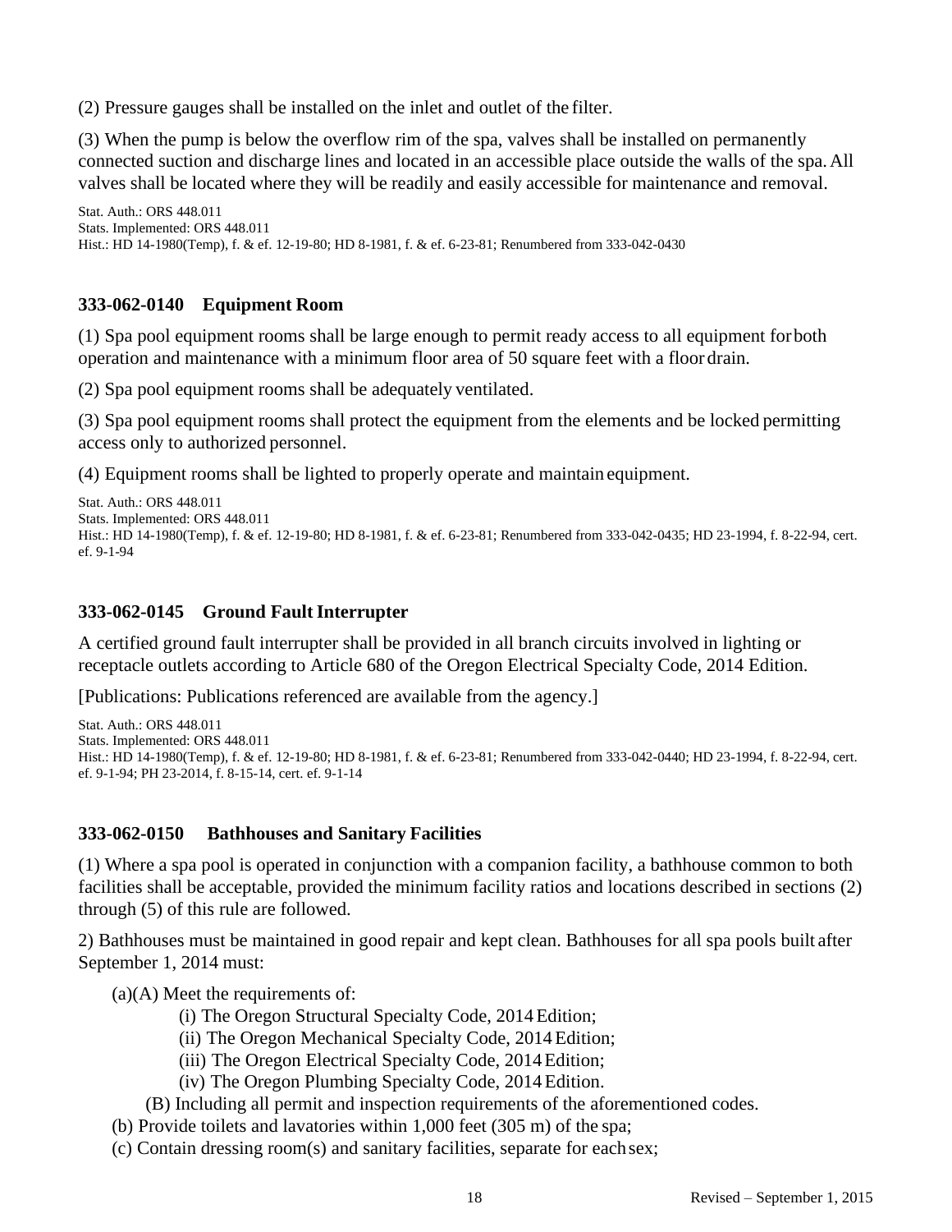(2) Pressure gauges shall be installed on the inlet and outlet of the filter.

(3) When the pump is below the overflow rim of the spa, valves shall be installed on permanently connected suction and discharge lines and located in an accessible place outside the walls of the spa. All valves shall be located where they will be readily and easily accessible for maintenance and removal.

Stat. Auth.: ORS 448.011
Stats. Implemented: ORS 448.011
Hist.: HD 14-1980(Temp), f. & ef. 12-19-80; HD 8-1981, f. & ef. 6-23-81; Renumbered from 333-042-0430

### 333-062-0140 Equipment Room

(1) Spa pool equipment rooms shall be large enough to permit ready access to all equipment for both operation and maintenance with a minimum floor area of 50 square feet with a floor drain.

(2) Spa pool equipment rooms shall be adequately ventilated.

(3) Spa pool equipment rooms shall protect the equipment from the elements and be locked permitting access only to authorized personnel.

(4) Equipment rooms shall be lighted to properly operate and maintain equipment.

Stat. Auth.: ORS 448.011
Stats. Implemented: ORS 448.011
Hist.: HD 14-1980(Temp), f. & ef. 12-19-80; HD 8-1981, f. & ef. 6-23-81; Renumbered from 333-042-0435; HD 23-1994, f. 8-22-94, cert. ef. 9-1-94

### 333-062-0145 Ground Fault Interrupter

A certified ground fault interrupter shall be provided in all branch circuits involved in lighting or receptacle outlets according to Article 680 of the Oregon Electrical Specialty Code, 2014 Edition.

[Publications: Publications referenced are available from the agency.]

Stat. Auth.: ORS 448.011
Stats. Implemented: ORS 448.011
Hist.: HD 14-1980(Temp), f. & ef. 12-19-80; HD 8-1981, f. & ef. 6-23-81; Renumbered from 333-042-0440; HD 23-1994, f. 8-22-94, cert. ef. 9-1-94; PH 23-2014, f. 8-15-14, cert. ef. 9-1-14

### 333-062-0150 Bathhouses and Sanitary Facilities

(1) Where a spa pool is operated in conjunction with a companion facility, a bathhouse common to both facilities shall be acceptable, provided the minimum facility ratios and locations described in sections (2) through (5) of this rule are followed.

2) Bathhouses must be maintained in good repair and kept clean. Bathhouses for all spa pools built after September 1, 2014 must:

(a)(A) Meet the requirements of:

(i) The Oregon Structural Specialty Code, 2014 Edition;
(ii) The Oregon Mechanical Specialty Code, 2014 Edition;
(iii) The Oregon Electrical Specialty Code, 2014 Edition;
(iv) The Oregon Plumbing Specialty Code, 2014 Edition.

(B) Including all permit and inspection requirements of the aforementioned codes.

(b) Provide toilets and lavatories within 1,000 feet (305 m) of the spa;

(c) Contain dressing room(s) and sanitary facilities, separate for each sex;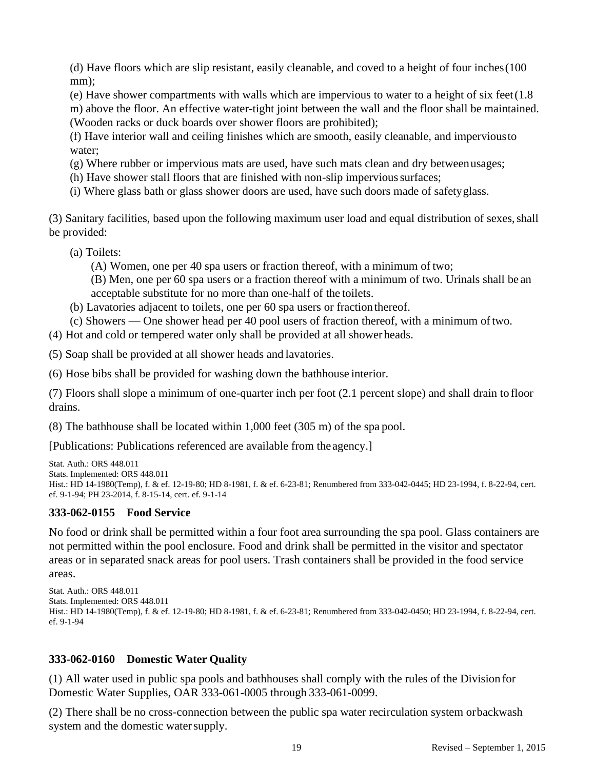(d) Have floors which are slip resistant, easily cleanable, and coved to a height of four inches (100 mm);

(e) Have shower compartments with walls which are impervious to water to a height of six feet (1.8 m) above the floor. An effective water-tight joint between the wall and the floor shall be maintained. (Wooden racks or duck boards over shower floors are prohibited);

(f) Have interior wall and ceiling finishes which are smooth, easily cleanable, and impervious to water;

(g) Where rubber or impervious mats are used, have such mats clean and dry between usages;

(h) Have shower stall floors that are finished with non-slip impervious surfaces;

(i) Where glass bath or glass shower doors are used, have such doors made of safety glass.

(3) Sanitary facilities, based upon the following maximum user load and equal distribution of sexes, shall be provided:

(a) Toilets:

(A) Women, one per 40 spa users or fraction thereof, with a minimum of two;

(B) Men, one per 60 spa users or a fraction thereof with a minimum of two. Urinals shall be an acceptable substitute for no more than one-half of the toilets.

(b) Lavatories adjacent to toilets, one per 60 spa users or fraction thereof.

(c) Showers — One shower head per 40 pool users of fraction thereof, with a minimum of two.

(4) Hot and cold or tempered water only shall be provided at all shower heads.

(5) Soap shall be provided at all shower heads and lavatories.

(6) Hose bibs shall be provided for washing down the bathhouse interior.

(7) Floors shall slope a minimum of one-quarter inch per foot (2.1 percent slope) and shall drain to floor drains.

(8) The bathhouse shall be located within 1,000 feet (305 m) of the spa pool.

[Publications: Publications referenced are available from the agency.]

Stat. Auth.: ORS 448.011
Stats. Implemented: ORS 448.011
Hist.: HD 14-1980(Temp), f. & ef. 12-19-80; HD 8-1981, f. & ef. 6-23-81; Renumbered from 333-042-0445; HD 23-1994, f. 8-22-94, cert. ef. 9-1-94; PH 23-2014, f. 8-15-14, cert. ef. 9-1-14

### 333-062-0155 Food Service

No food or drink shall be permitted within a four foot area surrounding the spa pool. Glass containers are not permitted within the pool enclosure. Food and drink shall be permitted in the visitor and spectator areas or in separated snack areas for pool users. Trash containers shall be provided in the food service areas.

Stat. Auth.: ORS 448.011
Stats. Implemented: ORS 448.011
Hist.: HD 14-1980(Temp), f. & ef. 12-19-80; HD 8-1981, f. & ef. 6-23-81; Renumbered from 333-042-0450; HD 23-1994, f. 8-22-94, cert. ef. 9-1-94

### 333-062-0160 Domestic Water Quality

(1) All water used in public spa pools and bathhouses shall comply with the rules of the Division for Domestic Water Supplies, OAR 333-061-0005 through 333-061-0099.

(2) There shall be no cross-connection between the public spa water recirculation system or backwash system and the domestic water supply.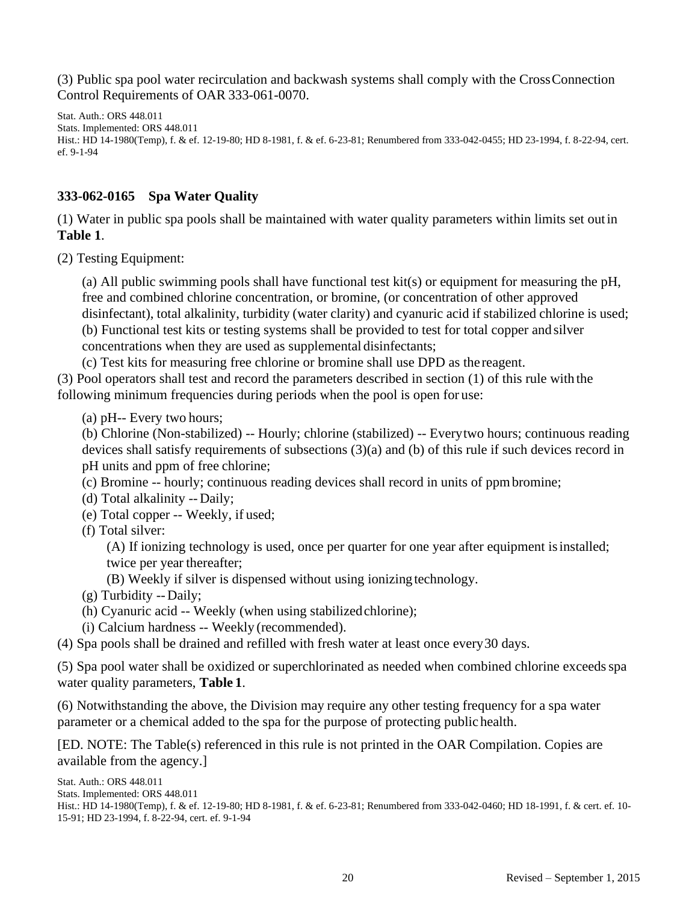(3) Public spa pool water recirculation and backwash systems shall comply with the Cross Connection Control Requirements of OAR 333-061-0070.

Stat. Auth.: ORS 448.011
Stats. Implemented: ORS 448.011
Hist.: HD 14-1980(Temp), f. & ef. 12-19-80; HD 8-1981, f. & ef. 6-23-81; Renumbered from 333-042-0455; HD 23-1994, f. 8-22-94, cert. ef. 9-1-94

### 333-062-0165 Spa Water Quality

(1) Water in public spa pools shall be maintained with water quality parameters within limits set out in **Table 1**.

(2) Testing Equipment:

(a) All public swimming pools shall have functional test kit(s) or equipment for measuring the pH, free and combined chlorine concentration, or bromine, (or concentration of other approved disinfectant), total alkalinity, turbidity (water clarity) and cyanuric acid if stabilized chlorine is used;
(b) Functional test kits or testing systems shall be provided to test for total copper and silver concentrations when they are used as supplemental disinfectants;
(c) Test kits for measuring free chlorine or bromine shall use DPD as the reagent.

(3) Pool operators shall test and record the parameters described in section (1) of this rule with the following minimum frequencies during periods when the pool is open for use:

(a) pH-- Every two hours;
(b) Chlorine (Non-stabilized) -- Hourly; chlorine (stabilized) -- Every two hours; continuous reading devices shall satisfy requirements of subsections (3)(a) and (b) of this rule if such devices record in pH units and ppm of free chlorine;
(c) Bromine -- hourly; continuous reading devices shall record in units of ppm bromine;
(d) Total alkalinity -- Daily;
(e) Total copper -- Weekly, if used;
(f) Total silver:

(A) If ionizing technology is used, once per quarter for one year after equipment is installed; twice per year thereafter;
(B) Weekly if silver is dispensed without using ionizing technology.

(g) Turbidity -- Daily;
(h) Cyanuric acid -- Weekly (when using stabilized chlorine);
(i) Calcium hardness -- Weekly (recommended).

(4) Spa pools shall be drained and refilled with fresh water at least once every 30 days.

(5) Spa pool water shall be oxidized or superchlorinated as needed when combined chlorine exceeds spa water quality parameters, **Table 1**.

(6) Notwithstanding the above, the Division may require any other testing frequency for a spa water parameter or a chemical added to the spa for the purpose of protecting public health.

[ED. NOTE: The Table(s) referenced in this rule is not printed in the OAR Compilation. Copies are available from the agency.]

Stat. Auth.: ORS 448.011
Stats. Implemented: ORS 448.011
Hist.: HD 14-1980(Temp), f. & ef. 12-19-80; HD 8-1981, f. & ef. 6-23-81; Renumbered from 333-042-0460; HD 18-1991, f. & cert. ef. 10-15-91; HD 23-1994, f. 8-22-94, cert. ef. 9-1-94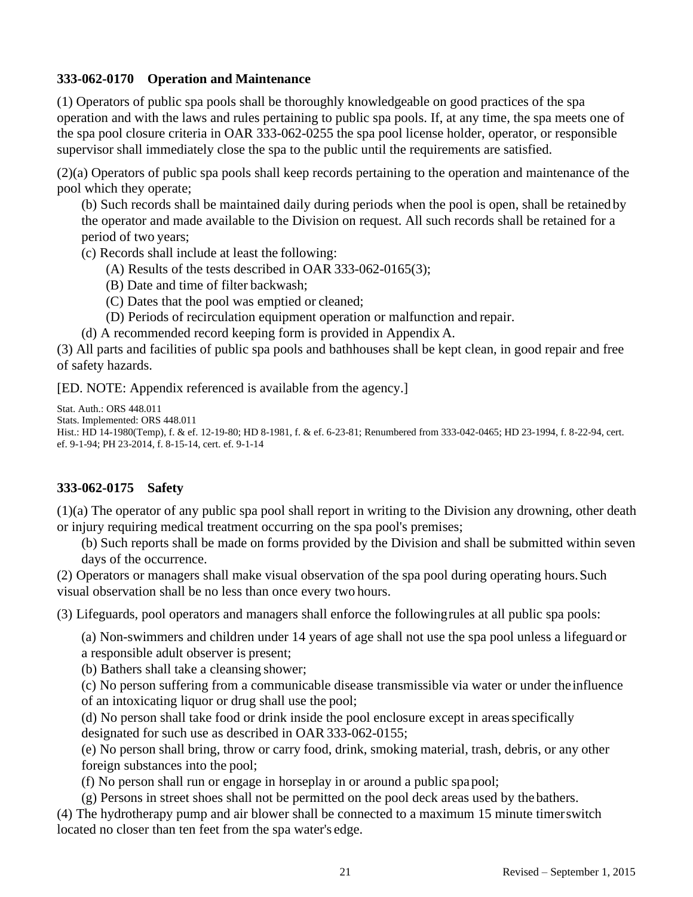### 333-062-0170 Operation and Maintenance

(1) Operators of public spa pools shall be thoroughly knowledgeable on good practices of the spa operation and with the laws and rules pertaining to public spa pools. If, at any time, the spa meets one of the spa pool closure criteria in OAR 333-062-0255 the spa pool license holder, operator, or responsible supervisor shall immediately close the spa to the public until the requirements are satisfied.

(2)(a) Operators of public spa pools shall keep records pertaining to the operation and maintenance of the pool which they operate;

(b) Such records shall be maintained daily during periods when the pool is open, shall be retained by the operator and made available to the Division on request. All such records shall be retained for a period of two years;

(c) Records shall include at least the following:

(A) Results of the tests described in OAR 333-062-0165(3);

(B) Date and time of filter backwash;

(C) Dates that the pool was emptied or cleaned;

(D) Periods of recirculation equipment operation or malfunction and repair.

(d) A recommended record keeping form is provided in Appendix A.

(3) All parts and facilities of public spa pools and bathhouses shall be kept clean, in good repair and free of safety hazards.

[ED. NOTE: Appendix referenced is available from the agency.]

Stat. Auth.: ORS 448.011
Stats. Implemented: ORS 448.011
Hist.: HD 14-1980(Temp), f. & ef. 12-19-80; HD 8-1981, f. & ef. 6-23-81; Renumbered from 333-042-0465; HD 23-1994, f. 8-22-94, cert. ef. 9-1-94; PH 23-2014, f. 8-15-14, cert. ef. 9-1-14

### 333-062-0175 Safety

(1)(a) The operator of any public spa pool shall report in writing to the Division any drowning, other death or injury requiring medical treatment occurring on the spa pool's premises;

(b) Such reports shall be made on forms provided by the Division and shall be submitted within seven days of the occurrence.

(2) Operators or managers shall make visual observation of the spa pool during operating hours. Such visual observation shall be no less than once every two hours.

(3) Lifeguards, pool operators and managers shall enforce the following rules at all public spa pools:

(a) Non-swimmers and children under 14 years of age shall not use the spa pool unless a lifeguard or a responsible adult observer is present;

(b) Bathers shall take a cleansing shower;

(c) No person suffering from a communicable disease transmissible via water or under the influence of an intoxicating liquor or drug shall use the pool;

(d) No person shall take food or drink inside the pool enclosure except in areas specifically designated for such use as described in OAR 333-062-0155;

(e) No person shall bring, throw or carry food, drink, smoking material, trash, debris, or any other foreign substances into the pool;

(f) No person shall run or engage in horseplay in or around a public spa pool;

(g) Persons in street shoes shall not be permitted on the pool deck areas used by the bathers.

(4) The hydrotherapy pump and air blower shall be connected to a maximum 15 minute timer switch located no closer than ten feet from the spa water's edge.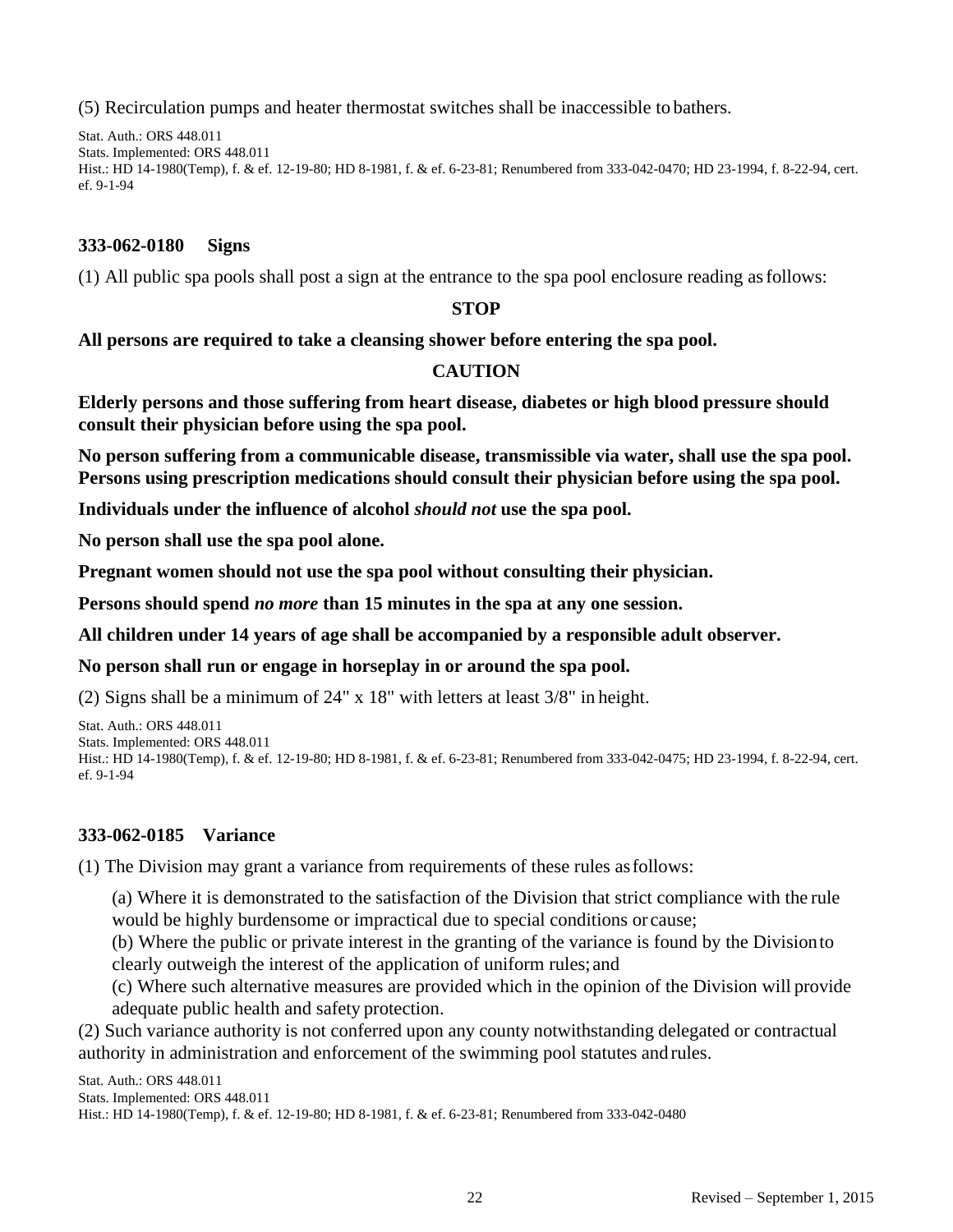(5) Recirculation pumps and heater thermostat switches shall be inaccessible to bathers.

Stat. Auth.: ORS 448.011
Stats. Implemented: ORS 448.011
Hist.: HD 14-1980(Temp), f. & ef. 12-19-80; HD 8-1981, f. & ef. 6-23-81; Renumbered from 333-042-0470; HD 23-1994, f. 8-22-94, cert. ef. 9-1-94

### 333-062-0180 Signs

(1) All public spa pools shall post a sign at the entrance to the spa pool enclosure reading as follows:

**STOP**

**All persons are required to take a cleansing shower before entering the spa pool.**

**CAUTION**

**Elderly persons and those suffering from heart disease, diabetes or high blood pressure should consult their physician before using the spa pool.**

**No person suffering from a communicable disease, transmissible via water, shall use the spa pool. Persons using prescription medications should consult their physician before using the spa pool.**

**Individuals under the influence of alcohol *should not* use the spa pool.**

**No person shall use the spa pool alone.**

**Pregnant women should not use the spa pool without consulting their physician.**

**Persons should spend *no more* than 15 minutes in the spa at any one session.**

**All children under 14 years of age shall be accompanied by a responsible adult observer.**

**No person shall run or engage in horseplay in or around the spa pool.**

(2) Signs shall be a minimum of 24" x 18" with letters at least 3/8" in height.

Stat. Auth.: ORS 448.011
Stats. Implemented: ORS 448.011
Hist.: HD 14-1980(Temp), f. & ef. 12-19-80; HD 8-1981, f. & ef. 6-23-81; Renumbered from 333-042-0475; HD 23-1994, f. 8-22-94, cert. ef. 9-1-94

### 333-062-0185 Variance

(1) The Division may grant a variance from requirements of these rules as follows:

(a) Where it is demonstrated to the satisfaction of the Division that strict compliance with the rule would be highly burdensome or impractical due to special conditions or cause;
(b) Where the public or private interest in the granting of the variance is found by the Division to clearly outweigh the interest of the application of uniform rules; and
(c) Where such alternative measures are provided which in the opinion of the Division will provide adequate public health and safety protection.

(2) Such variance authority is not conferred upon any county notwithstanding delegated or contractual authority in administration and enforcement of the swimming pool statutes and rules.

Stat. Auth.: ORS 448.011
Stats. Implemented: ORS 448.011
Hist.: HD 14-1980(Temp), f. & ef. 12-19-80; HD 8-1981, f. & ef. 6-23-81; Renumbered from 333-042-0480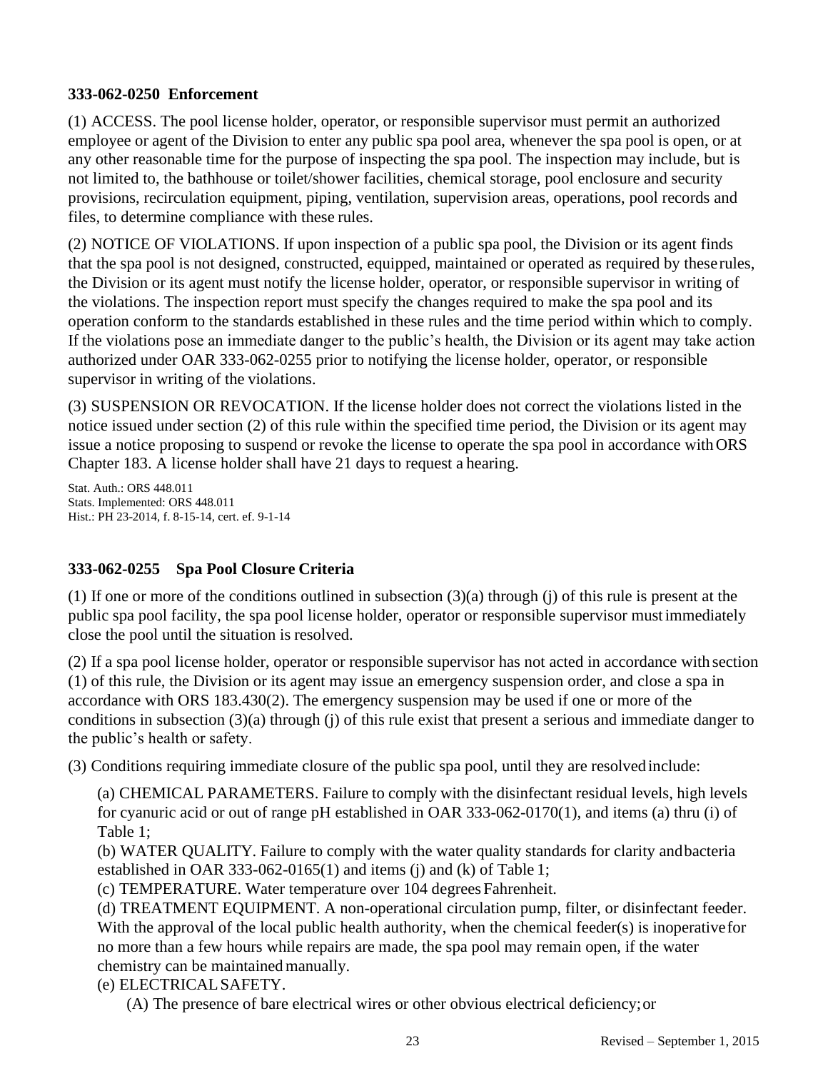### 333-062-0250 Enforcement

(1) ACCESS. The pool license holder, operator, or responsible supervisor must permit an authorized employee or agent of the Division to enter any public spa pool area, whenever the spa pool is open, or at any other reasonable time for the purpose of inspecting the spa pool. The inspection may include, but is not limited to, the bathhouse or toilet/shower facilities, chemical storage, pool enclosure and security provisions, recirculation equipment, piping, ventilation, supervision areas, operations, pool records and files, to determine compliance with these rules.

(2) NOTICE OF VIOLATIONS. If upon inspection of a public spa pool, the Division or its agent finds that the spa pool is not designed, constructed, equipped, maintained or operated as required by these rules, the Division or its agent must notify the license holder, operator, or responsible supervisor in writing of the violations. The inspection report must specify the changes required to make the spa pool and its operation conform to the standards established in these rules and the time period within which to comply. If the violations pose an immediate danger to the public's health, the Division or its agent may take action authorized under OAR 333-062-0255 prior to notifying the license holder, operator, or responsible supervisor in writing of the violations.

(3) SUSPENSION OR REVOCATION. If the license holder does not correct the violations listed in the notice issued under section (2) of this rule within the specified time period, the Division or its agent may issue a notice proposing to suspend or revoke the license to operate the spa pool in accordance with ORS Chapter 183. A license holder shall have 21 days to request a hearing.

Stat. Auth.: ORS 448.011
Stats. Implemented: ORS 448.011
Hist.: PH 23-2014, f. 8-15-14, cert. ef. 9-1-14

### 333-062-0255 Spa Pool Closure Criteria

(1) If one or more of the conditions outlined in subsection (3)(a) through (j) of this rule is present at the public spa pool facility, the spa pool license holder, operator or responsible supervisor must immediately close the pool until the situation is resolved.

(2) If a spa pool license holder, operator or responsible supervisor has not acted in accordance with section (1) of this rule, the Division or its agent may issue an emergency suspension order, and close a spa in accordance with ORS 183.430(2). The emergency suspension may be used if one or more of the conditions in subsection (3)(a) through (j) of this rule exist that present a serious and immediate danger to the public's health or safety.

(3) Conditions requiring immediate closure of the public spa pool, until they are resolved include:

(a) CHEMICAL PARAMETERS. Failure to comply with the disinfectant residual levels, high levels for cyanuric acid or out of range pH established in OAR 333-062-0170(1), and items (a) thru (i) of Table 1;

(b) WATER QUALITY. Failure to comply with the water quality standards for clarity and bacteria established in OAR 333-062-0165(1) and items (j) and (k) of Table 1;

(c) TEMPERATURE. Water temperature over 104 degrees Fahrenheit.

(d) TREATMENT EQUIPMENT. A non-operational circulation pump, filter, or disinfectant feeder. With the approval of the local public health authority, when the chemical feeder(s) is inoperative for no more than a few hours while repairs are made, the spa pool may remain open, if the water chemistry can be maintained manually.

(e) ELECTRICAL SAFETY.

(A) The presence of bare electrical wires or other obvious electrical deficiency; or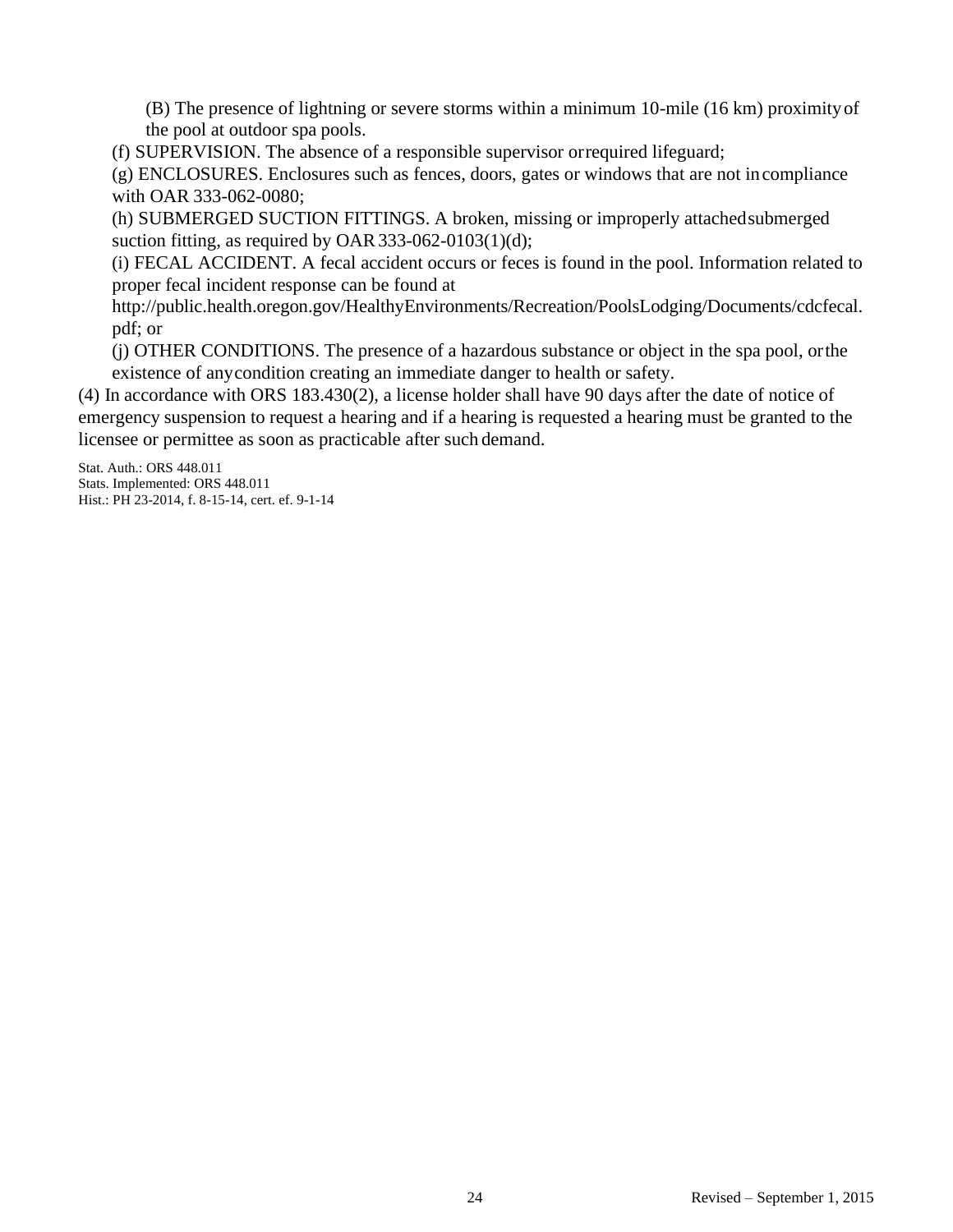(B) The presence of lightning or severe storms within a minimum 10-mile (16 km) proximity of the pool at outdoor spa pools.

(f) SUPERVISION. The absence of a responsible supervisor or required lifeguard;

(g) ENCLOSURES. Enclosures such as fences, doors, gates or windows that are not in compliance with OAR 333-062-0080;

(h) SUBMERGED SUCTION FITTINGS. A broken, missing or improperly attached submerged suction fitting, as required by OAR 333-062-0103(1)(d);

(i) FECAL ACCIDENT. A fecal accident occurs or feces is found in the pool. Information related to proper fecal incident response can be found at http://public.health.oregon.gov/HealthyEnvironments/Recreation/PoolsLodging/Documents/cdcfecal.pdf; or

(j) OTHER CONDITIONS. The presence of a hazardous substance or object in the spa pool, or the existence of any condition creating an immediate danger to health or safety.

(4) In accordance with ORS 183.430(2), a license holder shall have 90 days after the date of notice of emergency suspension to request a hearing and if a hearing is requested a hearing must be granted to the licensee or permittee as soon as practicable after such demand.

Stat. Auth.: ORS 448.011
Stats. Implemented: ORS 448.011
Hist.: PH 23-2014, f. 8-15-14, cert. ef. 9-1-14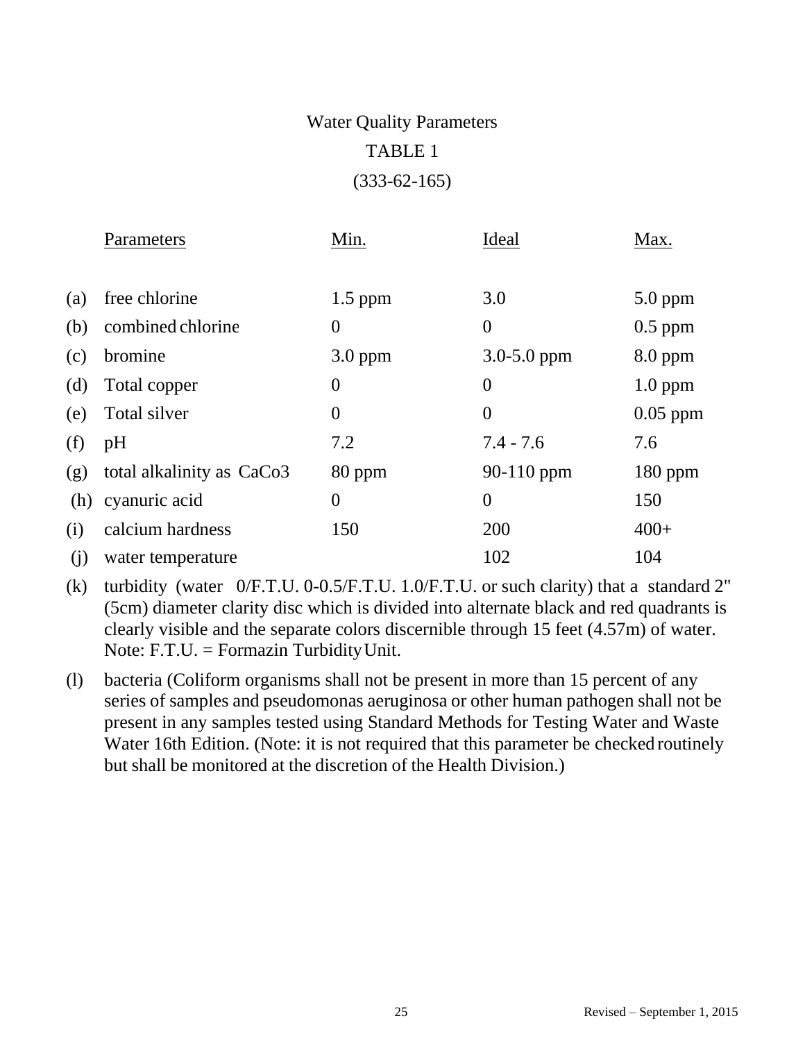Water Quality Parameters

TABLE 1

(333-62-165)

| | Parameters | Min. | Ideal | Max. |
|---|---|---|---|---|
| (a) | free chlorine | 1.5 ppm | 3.0 | 5.0 ppm |
| (b) | combined chlorine | 0 | 0 | 0.5 ppm |
| (c) | bromine | 3.0 ppm | 3.0-5.0 ppm | 8.0 ppm |
| (d) | Total copper | 0 | 0 | 1.0 ppm |
| (e) | Total silver | 0 | 0 | 0.05 ppm |
| (f) | pH | 7.2 | 7.4 - 7.6 | 7.6 |
| (g) | total alkalinity as CaCo3 | 80 ppm | 90-110 ppm | 180 ppm |
| (h) | cyanuric acid | 0 | 0 | 150 |
| (i) | calcium hardness | 150 | 200 | 400+ |
| (j) | water temperature | | 102 | 104 |

(k) turbidity (water 0/F.T.U. 0-0.5/F.T.U. 1.0/F.T.U. or such clarity) that a standard 2" (5cm) diameter clarity disc which is divided into alternate black and red quadrants is clearly visible and the separate colors discernible through 15 feet (4.57m) of water. Note: F.T.U. = Formazin Turbidity Unit.

(l) bacteria (Coliform organisms shall not be present in more than 15 percent of any series of samples and pseudomonas aeruginosa or other human pathogen shall not be present in any samples tested using Standard Methods for Testing Water and Waste Water 16th Edition. (Note: it is not required that this parameter be checked routinely but shall be monitored at the discretion of the Health Division.)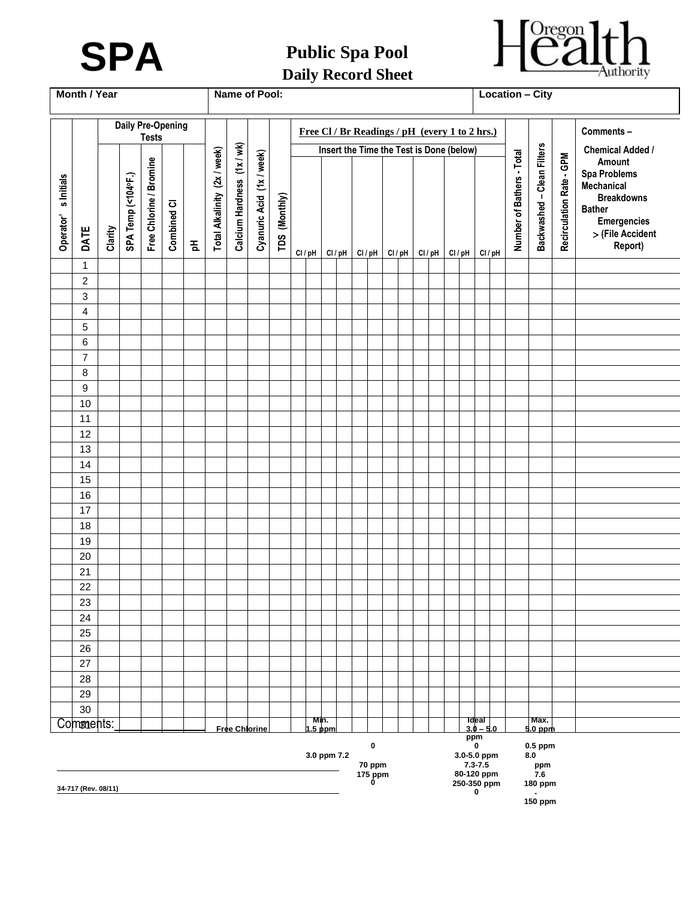# SPA

## Public Spa Pool
## Daily Record Sheet

| Month / Year | Name of Pool: | Location – City |
| --- | --- | --- |
| | | |

| Operator's Initials | DATE | Daily Pre-Opening Tests | | | | | Total Alkalinity (2x / week) | Calcium Hardness (1x / wk) | Cyanuric Acid (1x / week) | TDS (Monthly) | Free Cl / Br Readings / pH (every 1 to 2 hrs.) Insert the Time the Test is Done (below) | | | | | | | | | | | | | | Number of Bathers - Total | Backwashed – Clean Filters | Recirculation Rate - GPM | Comments – Chemical Added / Amount Spa Problems Mechanical Breakdowns Bather Emergencies > (File Accident Report) |
| --- | --- | --- | --- | --- | --- | --- | --- | --- | --- | --- | --- | --- | --- | --- | --- | --- | --- | --- | --- | --- | --- | --- | --- | --- | --- | --- | --- | --- |
| | | Clarity | SPA Temp (<104°F.) | Free Chlorine / Bromine | Combined Cl | pH | | | | | Cl / pH | | Cl / pH | | Cl / pH | | Cl / pH | | Cl / pH | | Cl / pH | | Cl / pH | | | | | |
| | 1 | | | | | | | | | | | | | | | | | | | | | | | | | | | |
| | 2 | | | | | | | | | | | | | | | | | | | | | | | | | | | |
| | 3 | | | | | | | | | | | | | | | | | | | | | | | | | | | |
| | 4 | | | | | | | | | | | | | | | | | | | | | | | | | | | |
| | 5 | | | | | | | | | | | | | | | | | | | | | | | | | | | |
| | 6 | | | | | | | | | | | | | | | | | | | | | | | | | | | |
| | 7 | | | | | | | | | | | | | | | | | | | | | | | | | | | |
| | 8 | | | | | | | | | | | | | | | | | | | | | | | | | | | |
| | 9 | | | | | | | | | | | | | | | | | | | | | | | | | | | |
| | 10 | | | | | | | | | | | | | | | | | | | | | | | | | | | |
| | 11 | | | | | | | | | | | | | | | | | | | | | | | | | | | |
| | 12 | | | | | | | | | | | | | | | | | | | | | | | | | | | |
| | 13 | | | | | | | | | | | | | | | | | | | | | | | | | | | |
| | 14 | | | | | | | | | | | | | | | | | | | | | | | | | | | |
| | 15 | | | | | | | | | | | | | | | | | | | | | | | | | | | |
| | 16 | | | | | | | | | | | | | | | | | | | | | | | | | | | |
| | 17 | | | | | | | | | | | | | | | | | | | | | | | | | | | |
| | 18 | | | | | | | | | | | | | | | | | | | | | | | | | | | |
| | 19 | | | | | | | | | | | | | | | | | | | | | | | | | | | |
| | 20 | | | | | | | | | | | | | | | | | | | | | | | | | | | |
| | 21 | | | | | | | | | | | | | | | | | | | | | | | | | | | |
| | 22 | | | | | | | | | | | | | | | | | | | | | | | | | | | |
| | 23 | | | | | | | | | | | | | | | | | | | | | | | | | | | |
| | 24 | | | | | | | | | | | | | | | | | | | | | | | | | | | |
| | 25 | | | | | | | | | | | | | | | | | | | | | | | | | | | |
| | 26 | | | | | | | | | | | | | | | | | | | | | | | | | | | |
| | 27 | | | | | | | | | | | | | | | | | | | | | | | | | | | |
| | 28 | | | | | | | | | | | | | | | | | | | | | | | | | | | |
| | 29 | | | | | | | | | | | | | | | | | | | | | | | | | | | |
| | 30 | | | | | | | | | | | | | | | | | | | | | | | | | | | |
| | 31 | | | | | | | | | | | | | | | | | | | | | | | | | | | |

Comments: ______________________

| | Min. | Ideal | Max. |
| --- | --- | --- | --- |
| Free Chlorine | 1.5 ppm | 3.0 – 5.0 ppm | 5.0 ppm |
| | 0 | 0 | 0.5 ppm |
| | 3.0 ppm 7.2 | 3.0-5.0 ppm 7.3-7.5 | 8.0 ppm 7.6 |
| | 70 ppm | 80-120 ppm | 180 ppm |
| | 175 ppm | 250-350 ppm | - 150 ppm |
| | 0 | 0 | |

34-717 (Rev. 08/11)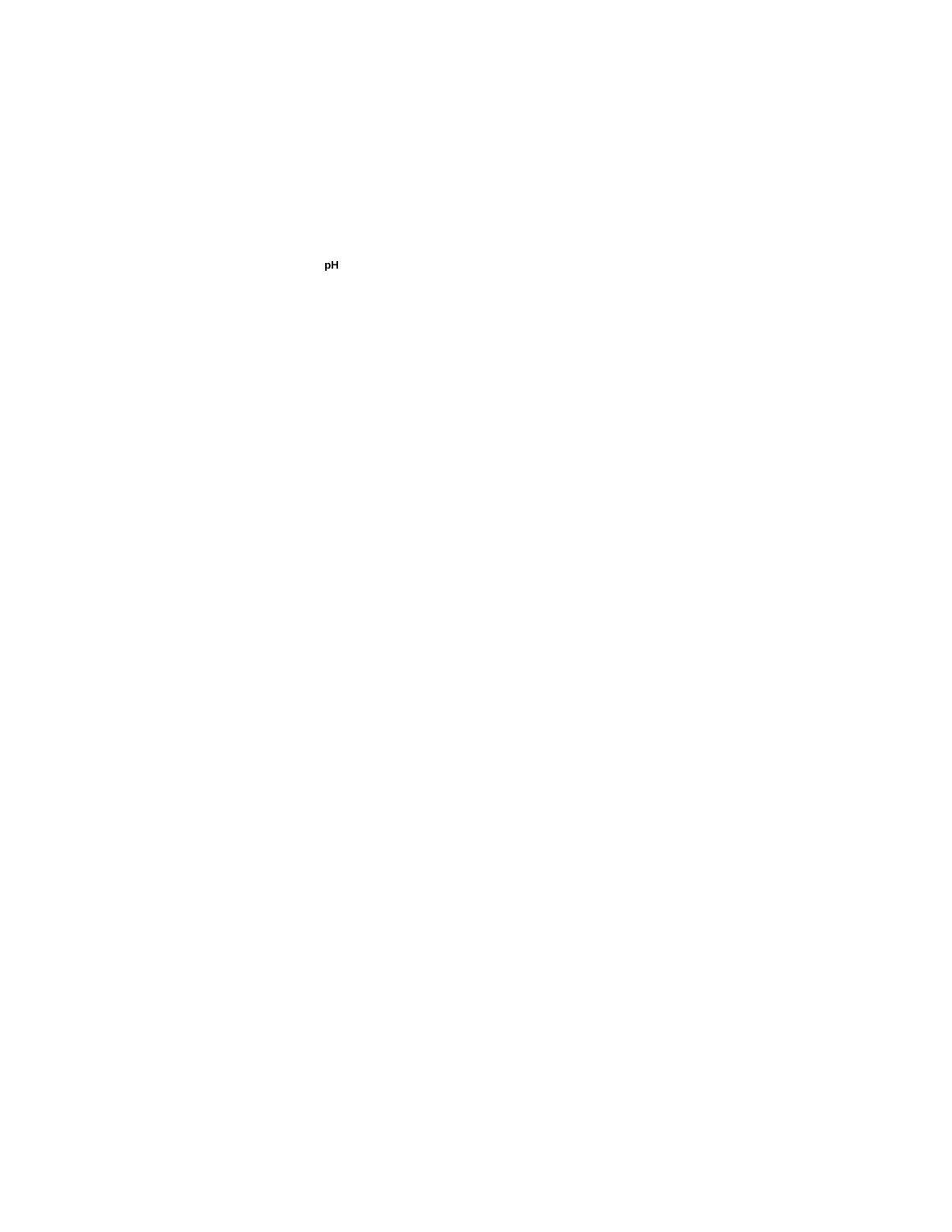**pH**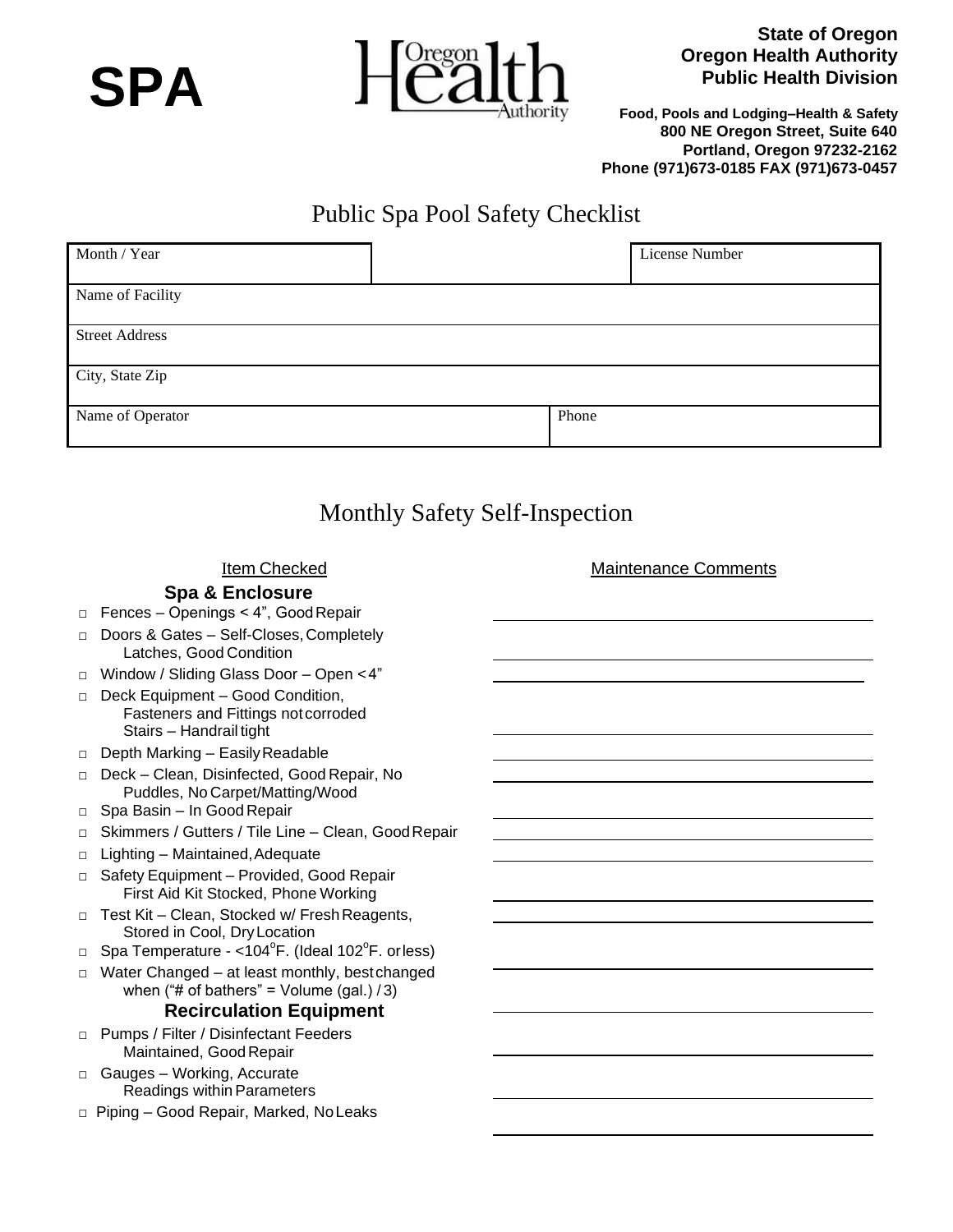**SPA**

**State of Oregon**
**Oregon Health Authority**
**Public Health Division**

**Food, Pools and Lodging–Health & Safety**
**800 NE Oregon Street, Suite 640**
**Portland, Oregon 97232-2162**
**Phone (971)673-0185 FAX (971)673-0457**

# Public Spa Pool Safety Checklist

| Month / Year | | License Number |
|---|---|---|
| Name of Facility | | |
| Street Address | | |
| City, State Zip | | |
| Name of Operator | Phone | |

## Monthly Safety Self-Inspection

| Item Checked | Maintenance Comments |
|---|---|
| **Spa & Enclosure** | |
| □ Fences – Openings < 4", Good Repair | |
| □ Doors & Gates – Self-Closes, Completely Latches, Good Condition | |
| □ Window / Sliding Glass Door – Open < 4" | |
| □ Deck Equipment – Good Condition, Fasteners and Fittings not corroded Stairs – Handrail tight | |
| □ Depth Marking – Easily Readable | |
| □ Deck – Clean, Disinfected, Good Repair, No Puddles, No Carpet/Matting/Wood | |
| □ Spa Basin – In Good Repair | |
| □ Skimmers / Gutters / Tile Line – Clean, Good Repair | |
| □ Lighting – Maintained, Adequate | |
| □ Safety Equipment – Provided, Good Repair First Aid Kit Stocked, Phone Working | |
| □ Test Kit – Clean, Stocked w/ Fresh Reagents, Stored in Cool, Dry Location | |
| □ Spa Temperature - <104°F. (Ideal 102°F. or less) | |
| □ Water Changed – at least monthly, best changed when ("# of bathers" = Volume (gal.) / 3) | |
| **Recirculation Equipment** | |
| □ Pumps / Filter / Disinfectant Feeders Maintained, Good Repair | |
| □ Gauges – Working, Accurate Readings within Parameters | |
| □ Piping – Good Repair, Marked, No Leaks | |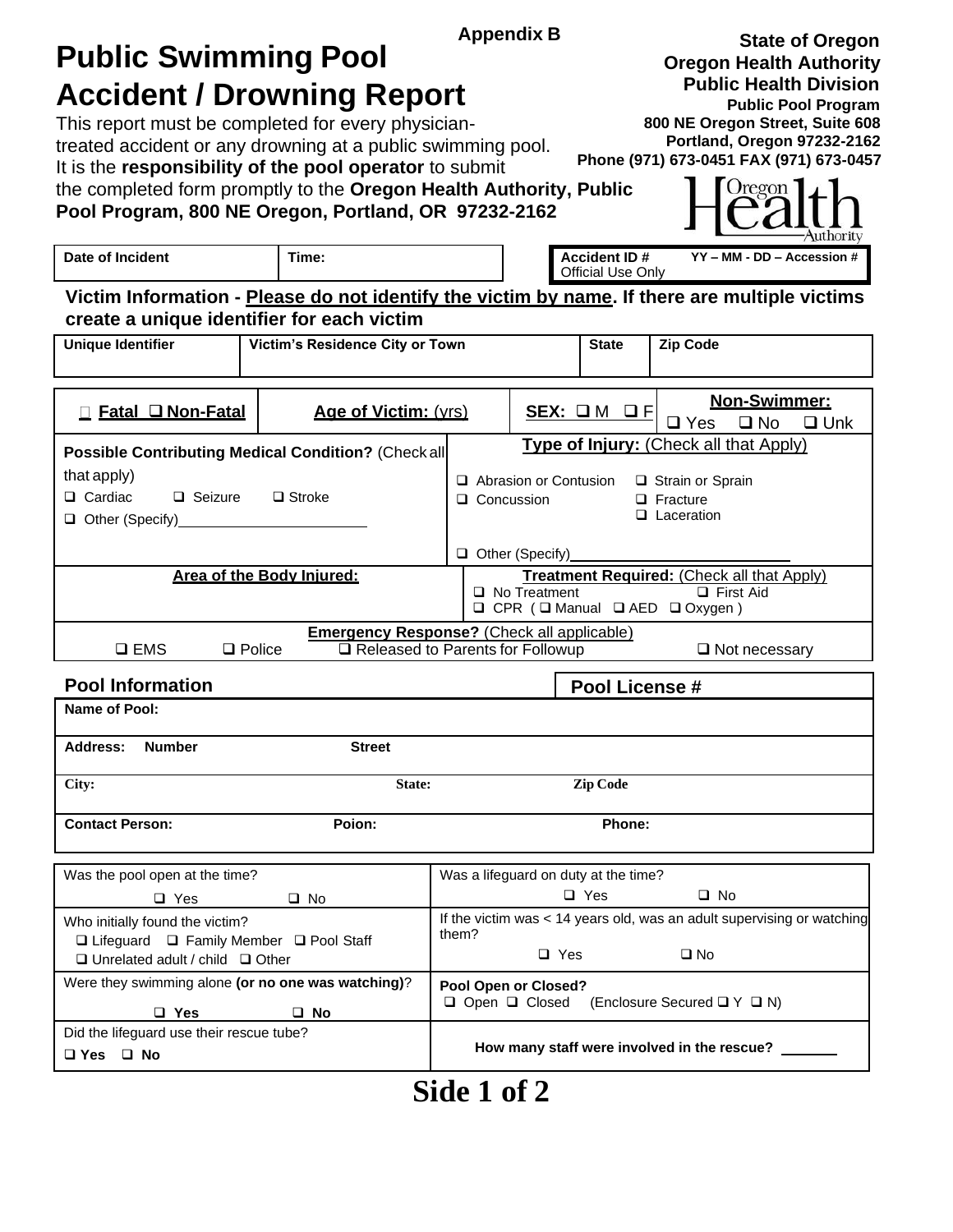Appendix B

# Public Swimming Pool Accident / Drowning Report

**State of Oregon**
**Oregon Health Authority**
**Public Health Division**
**Public Pool Program**
**800 NE Oregon Street, Suite 608**
**Portland, Oregon 97232-2162**
**Phone (971) 673-0451 FAX (971) 673-0457**

This report must be completed for every physician-treated accident or any drowning at a public swimming pool. It is the **responsibility of the pool operator** to submit the completed form promptly to the **Oregon Health Authority, Public Pool Program, 800 NE Oregon, Portland, OR 97232-2162**

| **Date of Incident** | **Time:** | **Accident ID #** Official Use Only | **YY – MM - DD – Accession #** |
|---|---|---|---|

**Victim Information - Please do not identify the victim by name. If there are multiple victims create a unique identifier for each victim**

| **Unique Identifier** | **Victim's Residence City or Town** | **State** | **Zip Code** |
|---|---|---|---|
| | | | |

| ☐ **Fatal** ☐ **Non-Fatal** | **Age of Victim:** (yrs) | **SEX:** ☐ M ☐ F | **Non-Swimmer:** ☐ Yes ☐ No ☐ Unk |
|---|---|---|---|

| **Possible Contributing Medical Condition?** (Check all that apply) | **Type of Injury:** (Check all that Apply) |
|---|---|
| ☐ Cardiac ☐ Seizure ☐ Stroke<br>☐ Other (Specify)________ | ☐ Abrasion or Contusion ☐ Strain or Sprain<br>☐ Concussion ☐ Fracture<br>☐ Laceration<br>☐ Other (Specify)________ |
| **Area of the Body Injured:** | **Treatment Required:** (Check all that Apply)<br>☐ No Treatment ☐ First Aid<br>☐ CPR ( ☐ Manual ☐ AED ☐ Oxygen ) |

**Emergency Response?** (Check all applicable)
☐ EMS ☐ Police ☐ Released to Parents for Followup ☐ Not necessary

## Pool Information

**Pool License #**

| **Name of Pool:** | | |
|---|---|---|
| **Address: Number** | **Street** | |
| **City:** | **State:** | **Zip Code** |
| **Contact Person:** | **Poion:** | **Phone:** |

| | |
|---|---|
| Was the pool open at the time?<br>☐ Yes ☐ No | Was a lifeguard on duty at the time?<br>☐ Yes ☐ No |
| Who initially found the victim?<br>☐ Lifeguard ☐ Family Member ☐ Pool Staff<br>☐ Unrelated adult / child ☐ Other | If the victim was < 14 years old, was an adult supervising or watching them?<br>☐ Yes ☐ No |
| Were they swimming alone **(or no one was watching)**?<br>☐ **Yes** ☐ **No** | **Pool Open or Closed?**<br>☐ Open ☐ Closed (Enclosure Secured ☐ Y ☐ N) |
| Did the lifeguard use their rescue tube?<br>☐ **Yes** ☐ **No** | **How many staff were involved in the rescue?** ______ |

**Side 1 of 2**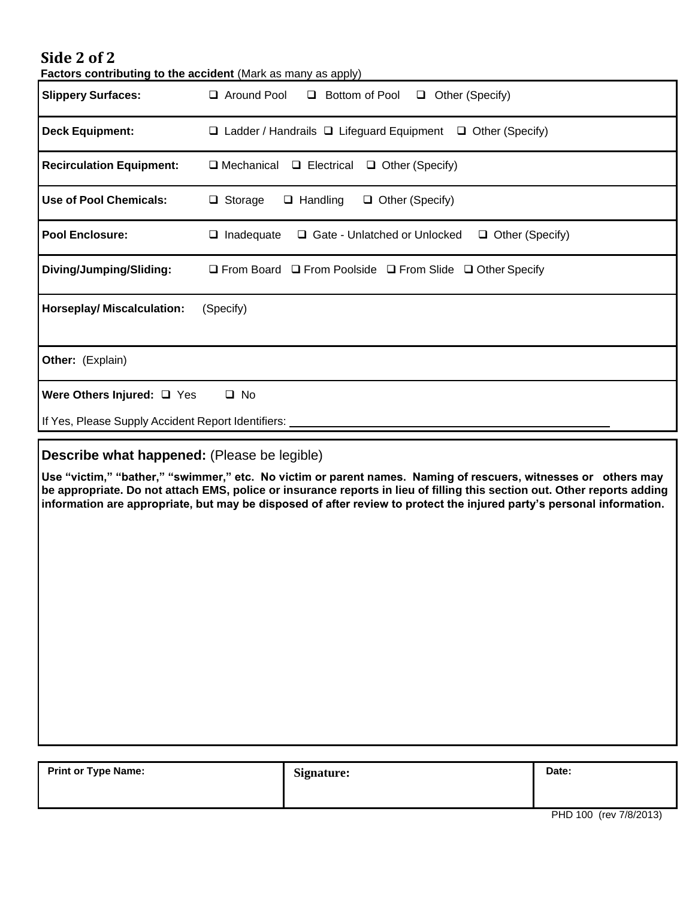## Side 2 of 2

**Factors contributing to the accident** (Mark as many as apply)

| | |
|---|---|
| **Slippery Surfaces:** | ❑ Around Pool ❑ Bottom of Pool ❑ Other (Specify) |
| **Deck Equipment:** | ❑ Ladder / Handrails ❑ Lifeguard Equipment ❑ Other (Specify) |
| **Recirculation Equipment:** | ❑ Mechanical ❑ Electrical ❑ Other (Specify) |
| **Use of Pool Chemicals:** | ❑ Storage ❑ Handling ❑ Other (Specify) |
| **Pool Enclosure:** | ❑ Inadequate ❑ Gate - Unlatched or Unlocked ❑ Other (Specify) |
| **Diving/Jumping/Sliding:** | ❑ From Board ❑ From Poolside ❑ From Slide ❑ Other Specify |
| **Horseplay/ Miscalculation:** | (Specify) |
| **Other:** (Explain) | |
| **Were Others Injured:** ❑ Yes ❑ No | |
| If Yes, Please Supply Accident Report Identifiers: ______________________ | |

### Describe what happened: (Please be legible)

**Use "victim," "bather," "swimmer," etc. No victim or parent names. Naming of rescuers, witnesses or others may be appropriate. Do not attach EMS, police or insurance reports in lieu of filling this section out. Other reports adding information are appropriate, but may be disposed of after review to protect the injured party's personal information.**

| Print or Type Name: | Signature: | Date: |
|---|---|---|
| | | |

PHD 100 (rev 7/8/2013)